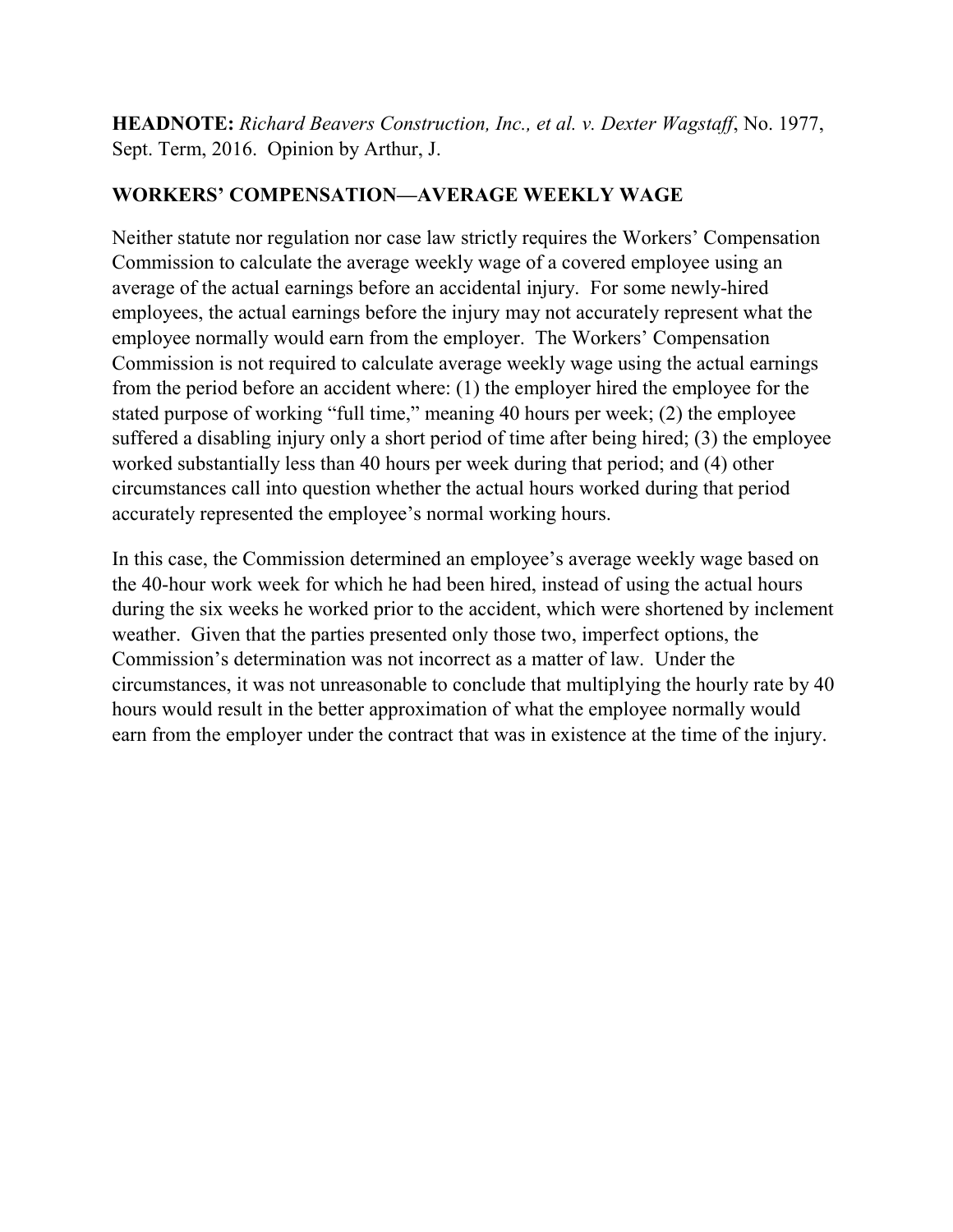**HEADNOTE:** *Richard Beavers Construction, Inc., et al. v. Dexter Wagstaff*, No. 1977, Sept. Term, 2016. Opinion by Arthur, J.

**WORKERS' COMPENSATION—AVERAGE WEEKLY WAGE**

Neither statute nor regulation nor case law strictly requires the Workers' Compensation Commission to calculate the average weekly wage of a covered employee using an average of the actual earnings before an accidental injury. For some newly-hired employees, the actual earnings before the injury may not accurately represent what the employee normally would earn from the employer. The Workers' Compensation Commission is not required to calculate average weekly wage using the actual earnings from the period before an accident where: (1) the employer hired the employee for the stated purpose of working "full time," meaning 40 hours per week; (2) the employee suffered a disabling injury only a short period of time after being hired; (3) the employee worked substantially less than 40 hours per week during that period; and (4) other circumstances call into question whether the actual hours worked during that period accurately represented the employee's normal working hours.

In this case, the Commission determined an employee's average weekly wage based on the 40-hour work week for which he had been hired, instead of using the actual hours during the six weeks he worked prior to the accident, which were shortened by inclement weather. Given that the parties presented only those two, imperfect options, the Commission's determination was not incorrect as a matter of law. Under the circumstances, it was not unreasonable to conclude that multiplying the hourly rate by 40 hours would result in the better approximation of what the employee normally would earn from the employer under the contract that was in existence at the time of the injury.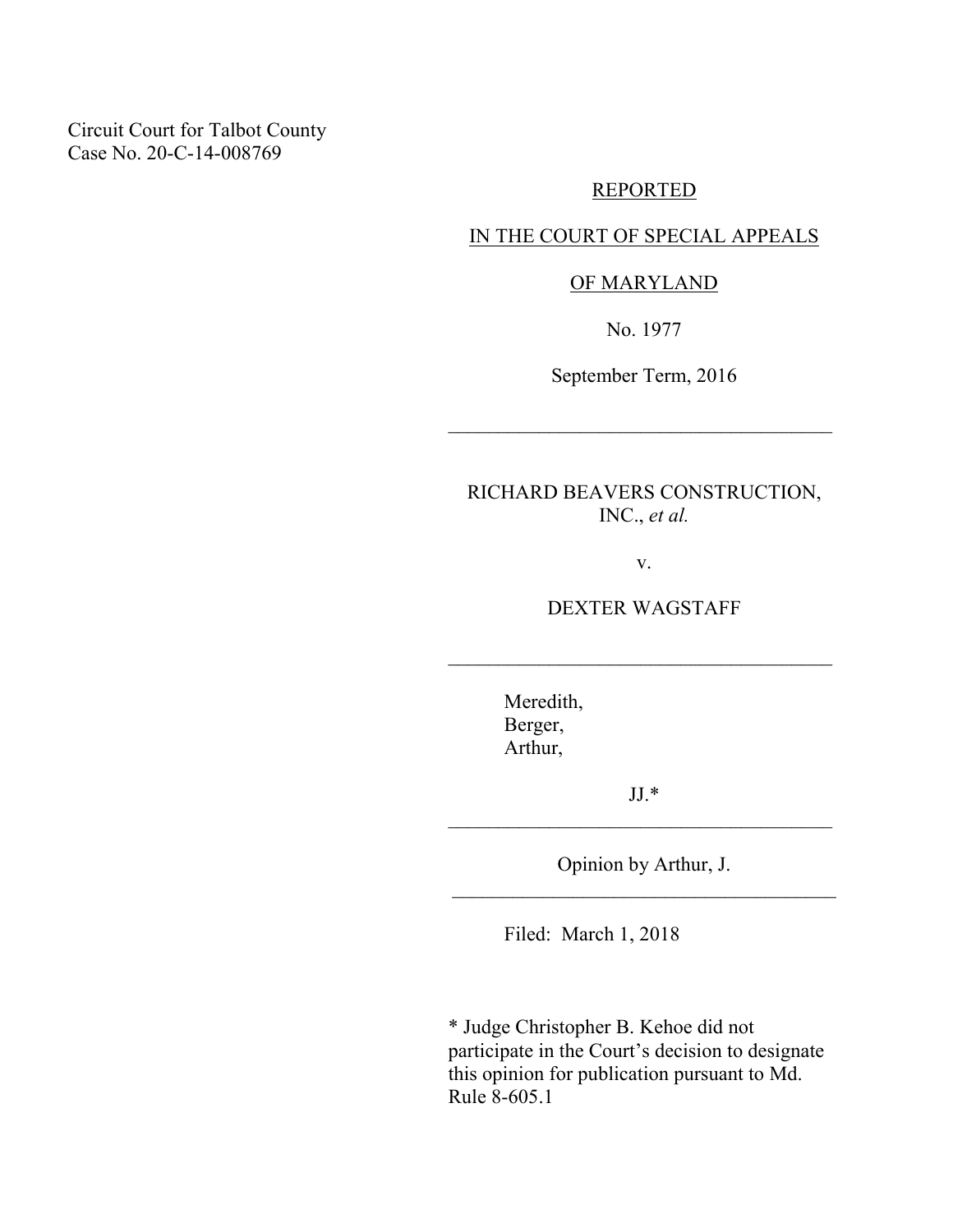Circuit Court for Talbot County
Case No. 20-C-14-008769

REPORTED

IN THE COURT OF SPECIAL APPEALS

OF MARYLAND

No. 1977

September Term, 2016

---

RICHARD BEAVERS CONSTRUCTION, INC., *et al.*

v.

DEXTER WAGSTAFF

---

Meredith,
Berger,
Arthur,

JJ.*

---

Opinion by Arthur, J.

---

Filed: March 1, 2018

\* Judge Christopher B. Kehoe did not participate in the Court's decision to designate this opinion for publication pursuant to Md. Rule 8-605.1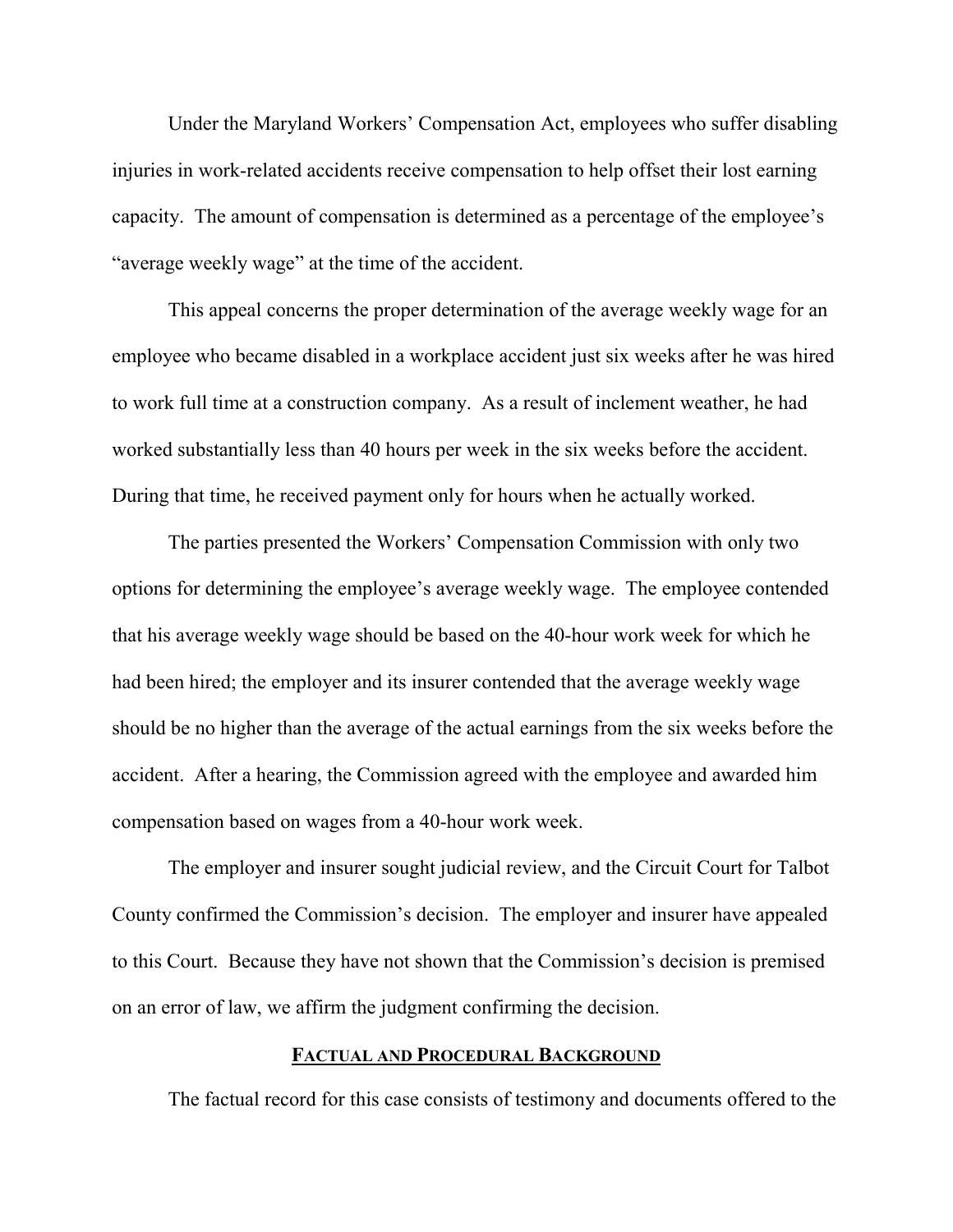Under the Maryland Workers' Compensation Act, employees who suffer disabling injuries in work-related accidents receive compensation to help offset their lost earning capacity. The amount of compensation is determined as a percentage of the employee's "average weekly wage" at the time of the accident.

This appeal concerns the proper determination of the average weekly wage for an employee who became disabled in a workplace accident just six weeks after he was hired to work full time at a construction company. As a result of inclement weather, he had worked substantially less than 40 hours per week in the six weeks before the accident. During that time, he received payment only for hours when he actually worked.

The parties presented the Workers' Compensation Commission with only two options for determining the employee's average weekly wage. The employee contended that his average weekly wage should be based on the 40-hour work week for which he had been hired; the employer and its insurer contended that the average weekly wage should be no higher than the average of the actual earnings from the six weeks before the accident. After a hearing, the Commission agreed with the employee and awarded him compensation based on wages from a 40-hour work week.

The employer and insurer sought judicial review, and the Circuit Court for Talbot County confirmed the Commission's decision. The employer and insurer have appealed to this Court. Because they have not shown that the Commission's decision is premised on an error of law, we affirm the judgment confirming the decision.

## FACTUAL AND PROCEDURAL BACKGROUND

The factual record for this case consists of testimony and documents offered to the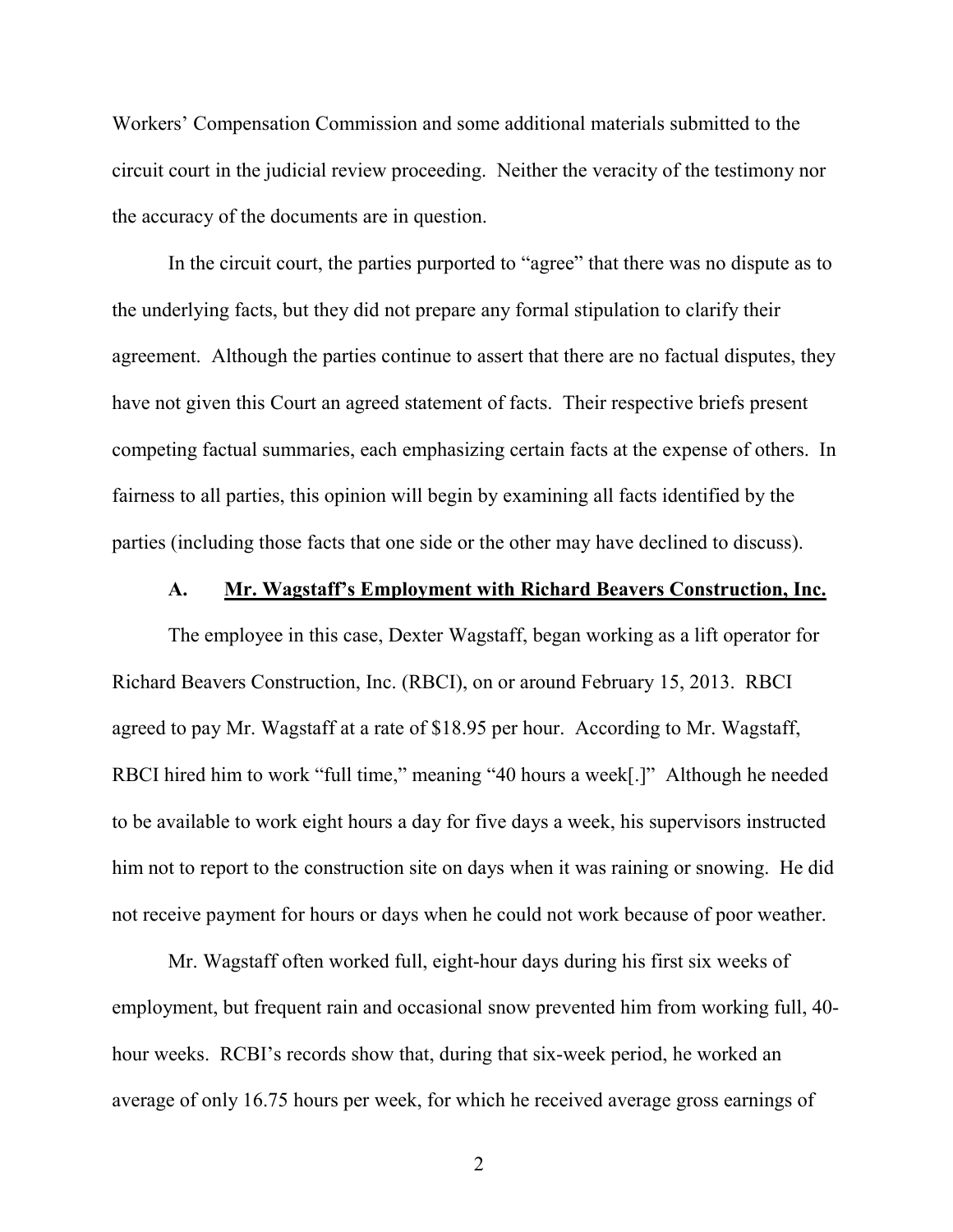Workers' Compensation Commission and some additional materials submitted to the circuit court in the judicial review proceeding. Neither the veracity of the testimony nor the accuracy of the documents are in question.

In the circuit court, the parties purported to "agree" that there was no dispute as to the underlying facts, but they did not prepare any formal stipulation to clarify their agreement. Although the parties continue to assert that there are no factual disputes, they have not given this Court an agreed statement of facts. Their respective briefs present competing factual summaries, each emphasizing certain facts at the expense of others. In fairness to all parties, this opinion will begin by examining all facts identified by the parties (including those facts that one side or the other may have declined to discuss).

### A. Mr. Wagstaff's Employment with Richard Beavers Construction, Inc.

The employee in this case, Dexter Wagstaff, began working as a lift operator for Richard Beavers Construction, Inc. (RBCI), on or around February 15, 2013. RBCI agreed to pay Mr. Wagstaff at a rate of $18.95 per hour. According to Mr. Wagstaff, RBCI hired him to work "full time," meaning "40 hours a week[.]" Although he needed to be available to work eight hours a day for five days a week, his supervisors instructed him not to report to the construction site on days when it was raining or snowing. He did not receive payment for hours or days when he could not work because of poor weather.

Mr. Wagstaff often worked full, eight-hour days during his first six weeks of employment, but frequent rain and occasional snow prevented him from working full, 40-hour weeks. RCBI's records show that, during that six-week period, he worked an average of only 16.75 hours per week, for which he received average gross earnings of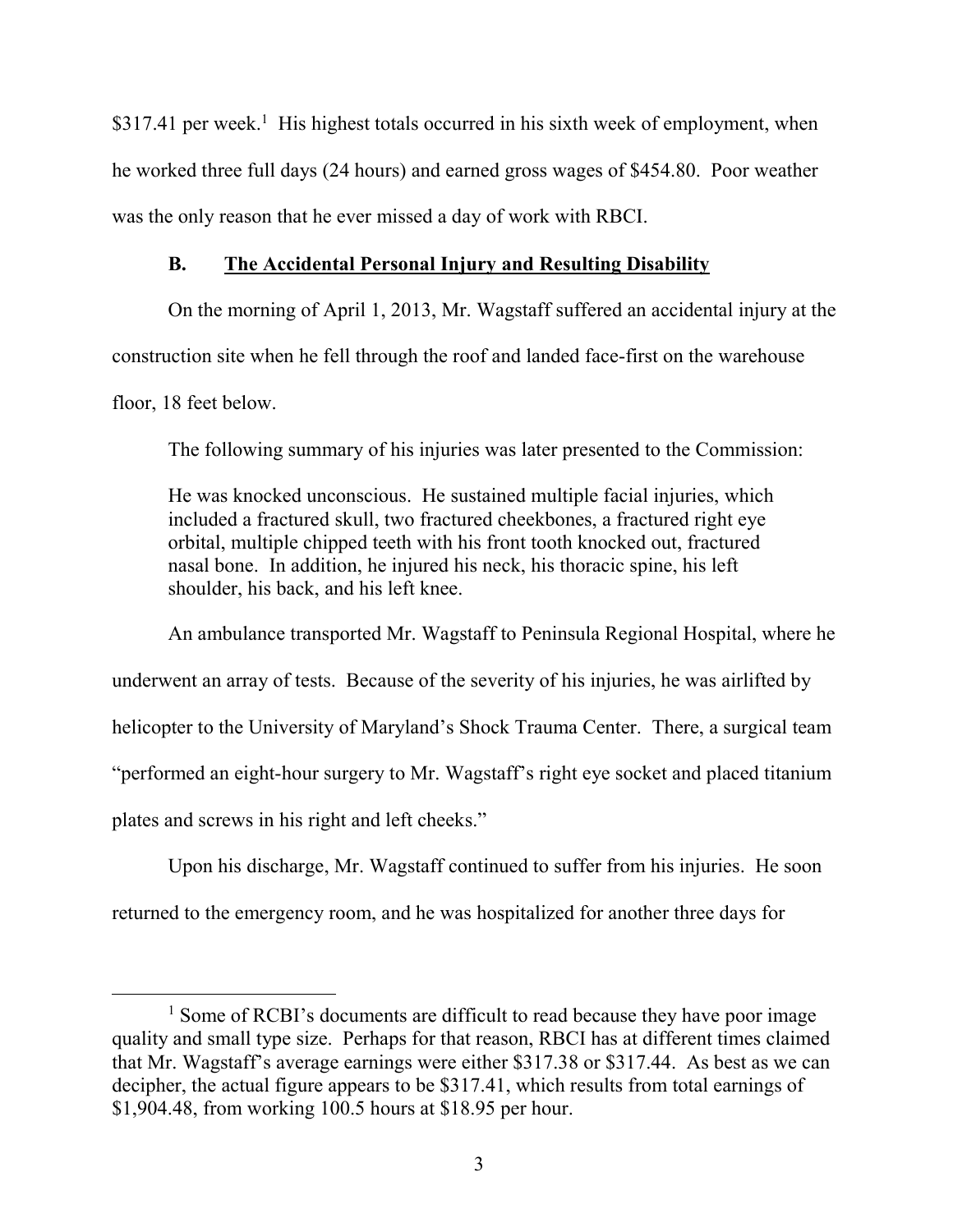$317.41 per week.[1] His highest totals occurred in his sixth week of employment, when he worked three full days (24 hours) and earned gross wages of $454.80. Poor weather was the only reason that he ever missed a day of work with RBCI.

### B. <u>The Accidental Personal Injury and Resulting Disability</u>

On the morning of April 1, 2013, Mr. Wagstaff suffered an accidental injury at the construction site when he fell through the roof and landed face-first on the warehouse floor, 18 feet below.

The following summary of his injuries was later presented to the Commission:

> He was knocked unconscious. He sustained multiple facial injuries, which included a fractured skull, two fractured cheekbones, a fractured right eye orbital, multiple chipped teeth with his front tooth knocked out, fractured nasal bone. In addition, he injured his neck, his thoracic spine, his left shoulder, his back, and his left knee.

An ambulance transported Mr. Wagstaff to Peninsula Regional Hospital, where he underwent an array of tests. Because of the severity of his injuries, he was airlifted by helicopter to the University of Maryland's Shock Trauma Center. There, a surgical team "performed an eight-hour surgery to Mr. Wagstaff's right eye socket and placed titanium plates and screws in his right and left cheeks."

Upon his discharge, Mr. Wagstaff continued to suffer from his injuries. He soon returned to the emergency room, and he was hospitalized for another three days for

---

[1] Some of RCBI's documents are difficult to read because they have poor image quality and small type size. Perhaps for that reason, RBCI has at different times claimed that Mr. Wagstaff's average earnings were either $317.38 or $317.44. As best as we can decipher, the actual figure appears to be $317.41, which results from total earnings of $1,904.48, from working 100.5 hours at $18.95 per hour.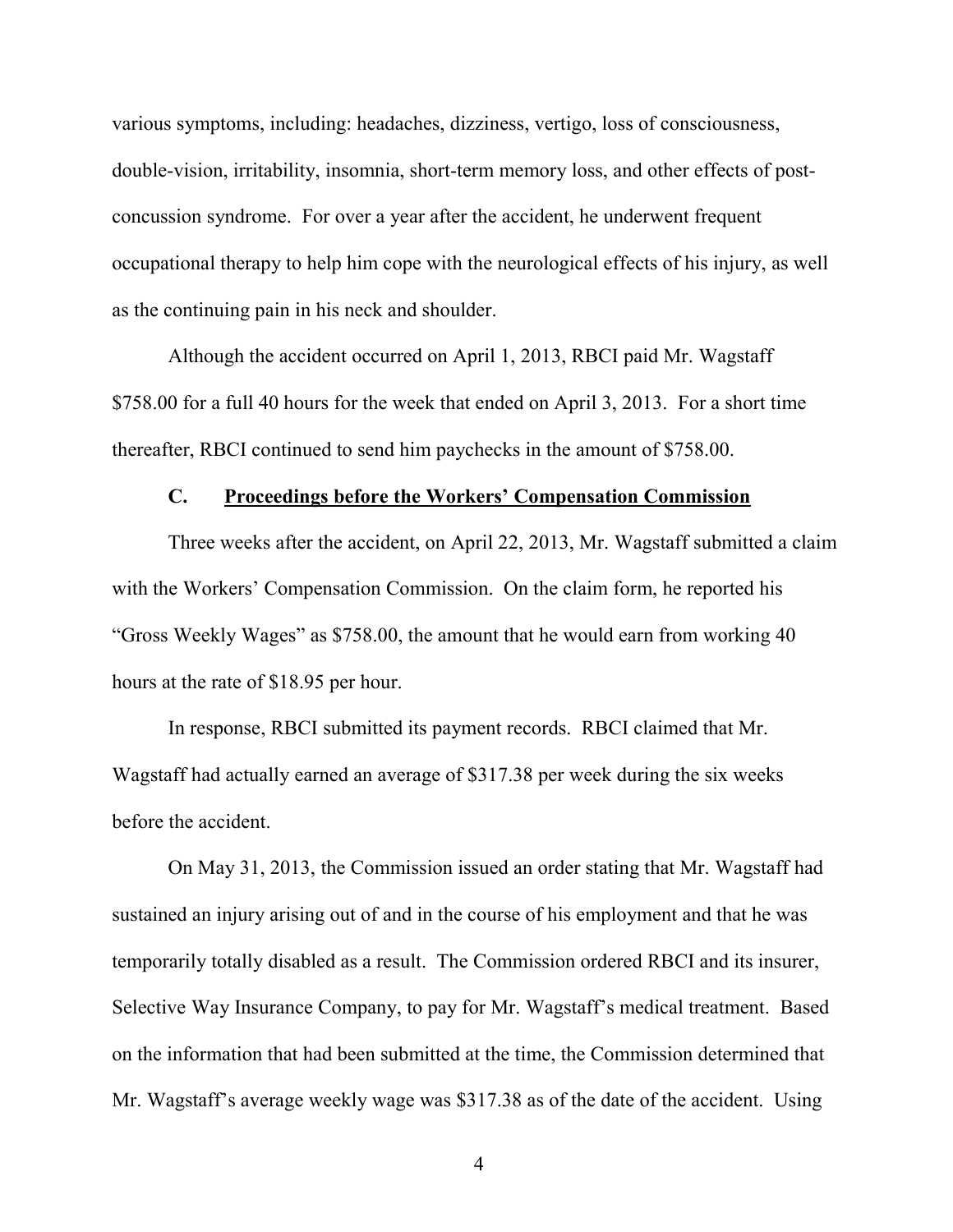various symptoms, including: headaches, dizziness, vertigo, loss of consciousness, double-vision, irritability, insomnia, short-term memory loss, and other effects of post-concussion syndrome. For over a year after the accident, he underwent frequent occupational therapy to help him cope with the neurological effects of his injury, as well as the continuing pain in his neck and shoulder.

Although the accident occurred on April 1, 2013, RBCI paid Mr. Wagstaff $758.00 for a full 40 hours for the week that ended on April 3, 2013. For a short time thereafter, RBCI continued to send him paychecks in the amount of $758.00.

### C. Proceedings before the Workers' Compensation Commission

Three weeks after the accident, on April 22, 2013, Mr. Wagstaff submitted a claim with the Workers' Compensation Commission. On the claim form, he reported his "Gross Weekly Wages" as $758.00, the amount that he would earn from working 40 hours at the rate of $18.95 per hour.

In response, RBCI submitted its payment records. RBCI claimed that Mr. Wagstaff had actually earned an average of $317.38 per week during the six weeks before the accident.

On May 31, 2013, the Commission issued an order stating that Mr. Wagstaff had sustained an injury arising out of and in the course of his employment and that he was temporarily totally disabled as a result. The Commission ordered RBCI and its insurer, Selective Way Insurance Company, to pay for Mr. Wagstaff's medical treatment. Based on the information that had been submitted at the time, the Commission determined that Mr. Wagstaff's average weekly wage was $317.38 as of the date of the accident. Using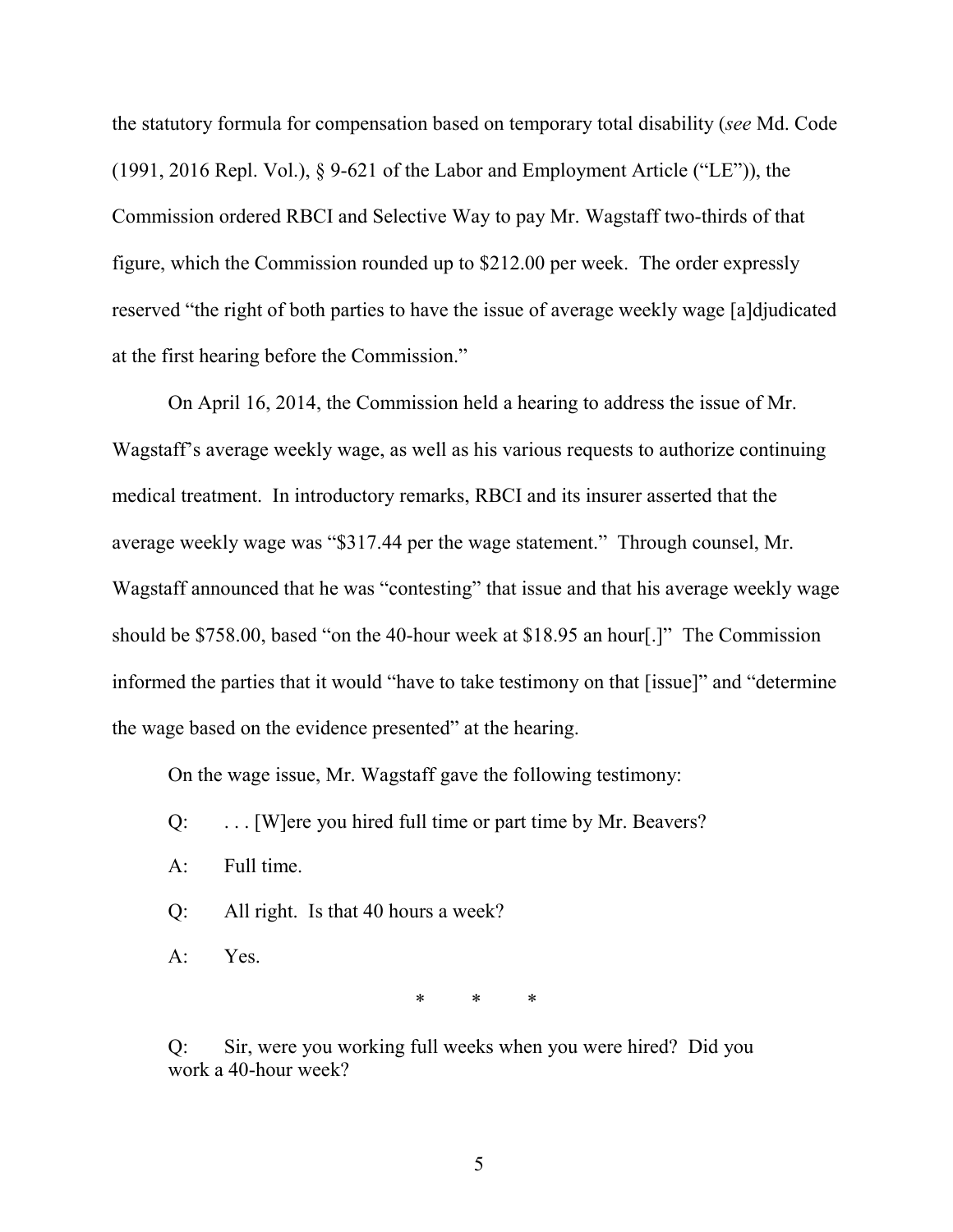the statutory formula for compensation based on temporary total disability (*see* Md. Code (1991, 2016 Repl. Vol.), § 9-621 of the Labor and Employment Article ("LE")), the Commission ordered RBCI and Selective Way to pay Mr. Wagstaff two-thirds of that figure, which the Commission rounded up to $212.00 per week. The order expressly reserved "the right of both parties to have the issue of average weekly wage [a]djudicated at the first hearing before the Commission."

On April 16, 2014, the Commission held a hearing to address the issue of Mr. Wagstaff's average weekly wage, as well as his various requests to authorize continuing medical treatment. In introductory remarks, RBCI and its insurer asserted that the average weekly wage was "$317.44 per the wage statement." Through counsel, Mr. Wagstaff announced that he was "contesting" that issue and that his average weekly wage should be $758.00, based "on the 40-hour week at $18.95 an hour[.]" The Commission informed the parties that it would "have to take testimony on that [issue]" and "determine the wage based on the evidence presented" at the hearing.

On the wage issue, Mr. Wagstaff gave the following testimony:

> Q: . . . [W]ere you hired full time or part time by Mr. Beavers?
>
> A: Full time.
>
> Q: All right. Is that 40 hours a week?
>
> A: Yes.
>
> \* \* \*
>
> Q: Sir, were you working full weeks when you were hired? Did you work a 40-hour week?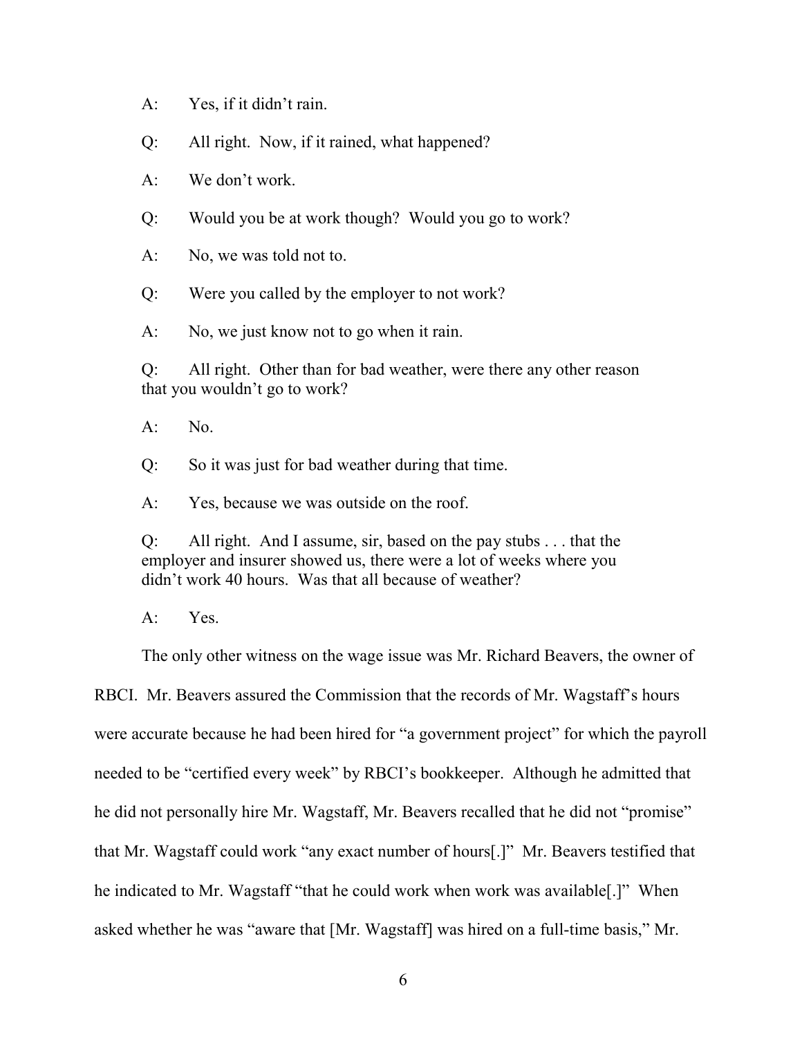A: Yes, if it didn't rain.

Q: All right. Now, if it rained, what happened?

A: We don't work.

Q: Would you be at work though? Would you go to work?

A: No, we was told not to.

Q: Were you called by the employer to not work?

A: No, we just know not to go when it rain.

Q: All right. Other than for bad weather, were there any other reason that you wouldn't go to work?

A: No.

Q: So it was just for bad weather during that time.

A: Yes, because we was outside on the roof.

Q: All right. And I assume, sir, based on the pay stubs . . . that the employer and insurer showed us, there were a lot of weeks where you didn't work 40 hours. Was that all because of weather?

A: Yes.

The only other witness on the wage issue was Mr. Richard Beavers, the owner of RBCI. Mr. Beavers assured the Commission that the records of Mr. Wagstaff's hours were accurate because he had been hired for "a government project" for which the payroll needed to be "certified every week" by RBCI's bookkeeper. Although he admitted that he did not personally hire Mr. Wagstaff, Mr. Beavers recalled that he did not "promise" that Mr. Wagstaff could work "any exact number of hours[.]" Mr. Beavers testified that he indicated to Mr. Wagstaff "that he could work when work was available[.]" When asked whether he was "aware that [Mr. Wagstaff] was hired on a full-time basis," Mr.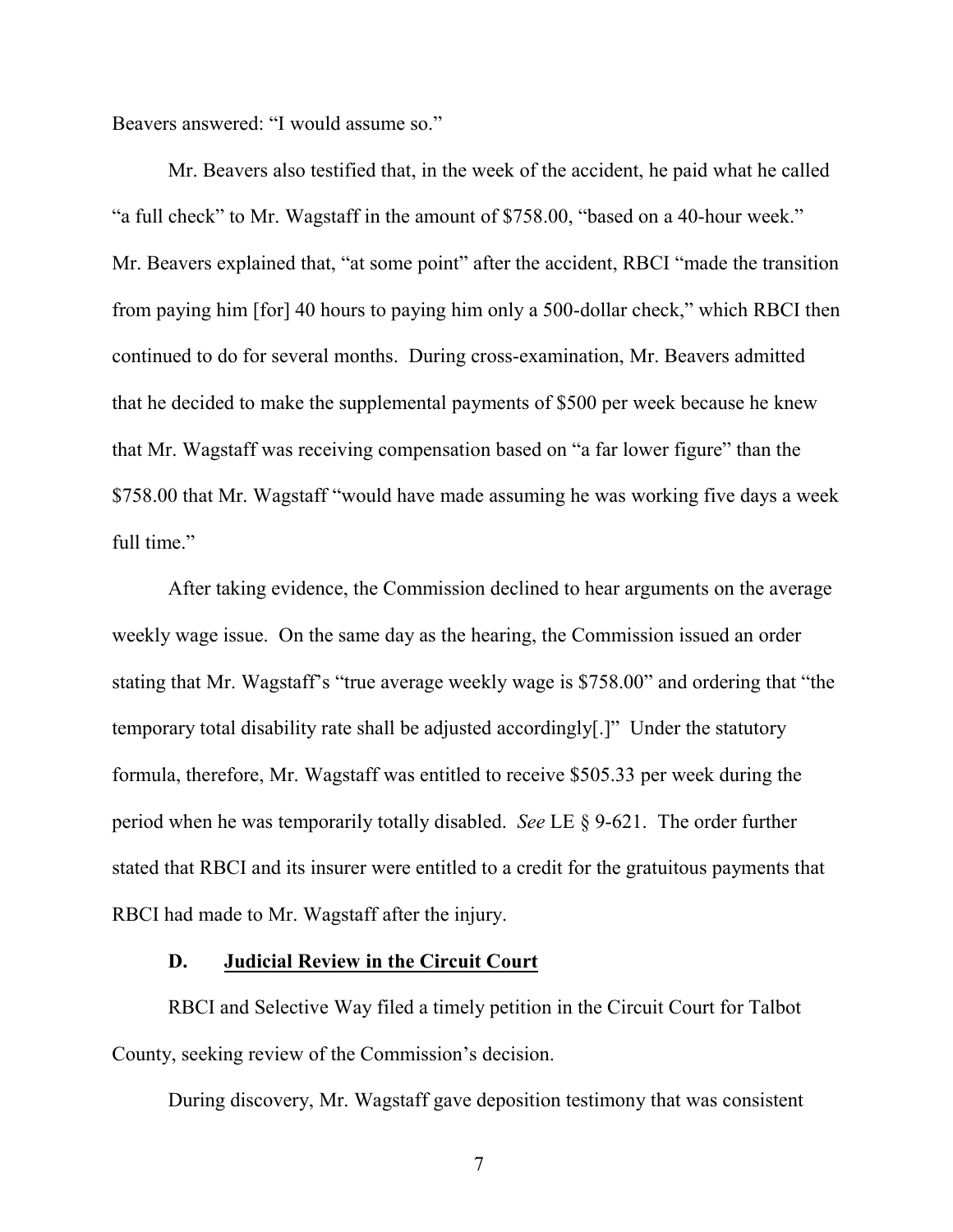Beavers answered: "I would assume so."

Mr. Beavers also testified that, in the week of the accident, he paid what he called "a full check" to Mr. Wagstaff in the amount of $758.00, "based on a 40-hour week." Mr. Beavers explained that, "at some point" after the accident, RBCI "made the transition from paying him [for] 40 hours to paying him only a 500-dollar check," which RBCI then continued to do for several months. During cross-examination, Mr. Beavers admitted that he decided to make the supplemental payments of $500 per week because he knew that Mr. Wagstaff was receiving compensation based on "a far lower figure" than the $758.00 that Mr. Wagstaff "would have made assuming he was working five days a week full time."

After taking evidence, the Commission declined to hear arguments on the average weekly wage issue. On the same day as the hearing, the Commission issued an order stating that Mr. Wagstaff's "true average weekly wage is $758.00" and ordering that "the temporary total disability rate shall be adjusted accordingly[.]" Under the statutory formula, therefore, Mr. Wagstaff was entitled to receive $505.33 per week during the period when he was temporarily totally disabled. *See* LE § 9-621. The order further stated that RBCI and its insurer were entitled to a credit for the gratuitous payments that RBCI had made to Mr. Wagstaff after the injury.

### D. <u>Judicial Review in the Circuit Court</u>

RBCI and Selective Way filed a timely petition in the Circuit Court for Talbot County, seeking review of the Commission's decision.

During discovery, Mr. Wagstaff gave deposition testimony that was consistent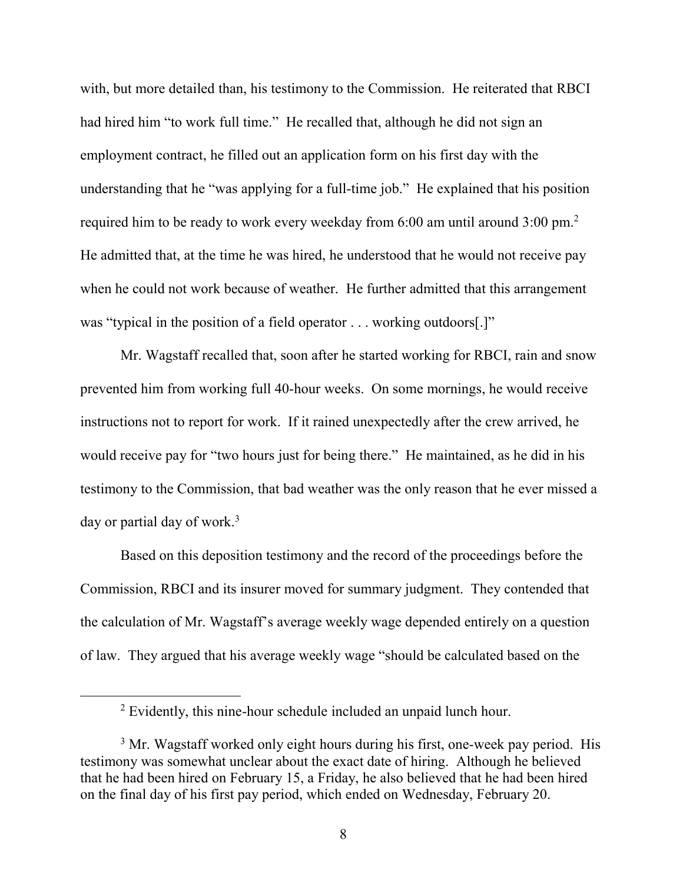with, but more detailed than, his testimony to the Commission. He reiterated that RBCI had hired him "to work full time." He recalled that, although he did not sign an employment contract, he filled out an application form on his first day with the understanding that he "was applying for a full-time job." He explained that his position required him to be ready to work every weekday from 6:00 am until around 3:00 pm.[2] He admitted that, at the time he was hired, he understood that he would not receive pay when he could not work because of weather. He further admitted that this arrangement was "typical in the position of a field operator . . . working outdoors[.]"

Mr. Wagstaff recalled that, soon after he started working for RBCI, rain and snow prevented him from working full 40-hour weeks. On some mornings, he would receive instructions not to report for work. If it rained unexpectedly after the crew arrived, he would receive pay for "two hours just for being there." He maintained, as he did in his testimony to the Commission, that bad weather was the only reason that he ever missed a day or partial day of work.[3]

Based on this deposition testimony and the record of the proceedings before the Commission, RBCI and its insurer moved for summary judgment. They contended that the calculation of Mr. Wagstaff's average weekly wage depended entirely on a question of law. They argued that his average weekly wage "should be calculated based on the

---

[2] Evidently, this nine-hour schedule included an unpaid lunch hour.

[3] Mr. Wagstaff worked only eight hours during his first, one-week pay period. His testimony was somewhat unclear about the exact date of hiring. Although he believed that he had been hired on February 15, a Friday, he also believed that he had been hired on the final day of his first pay period, which ended on Wednesday, February 20.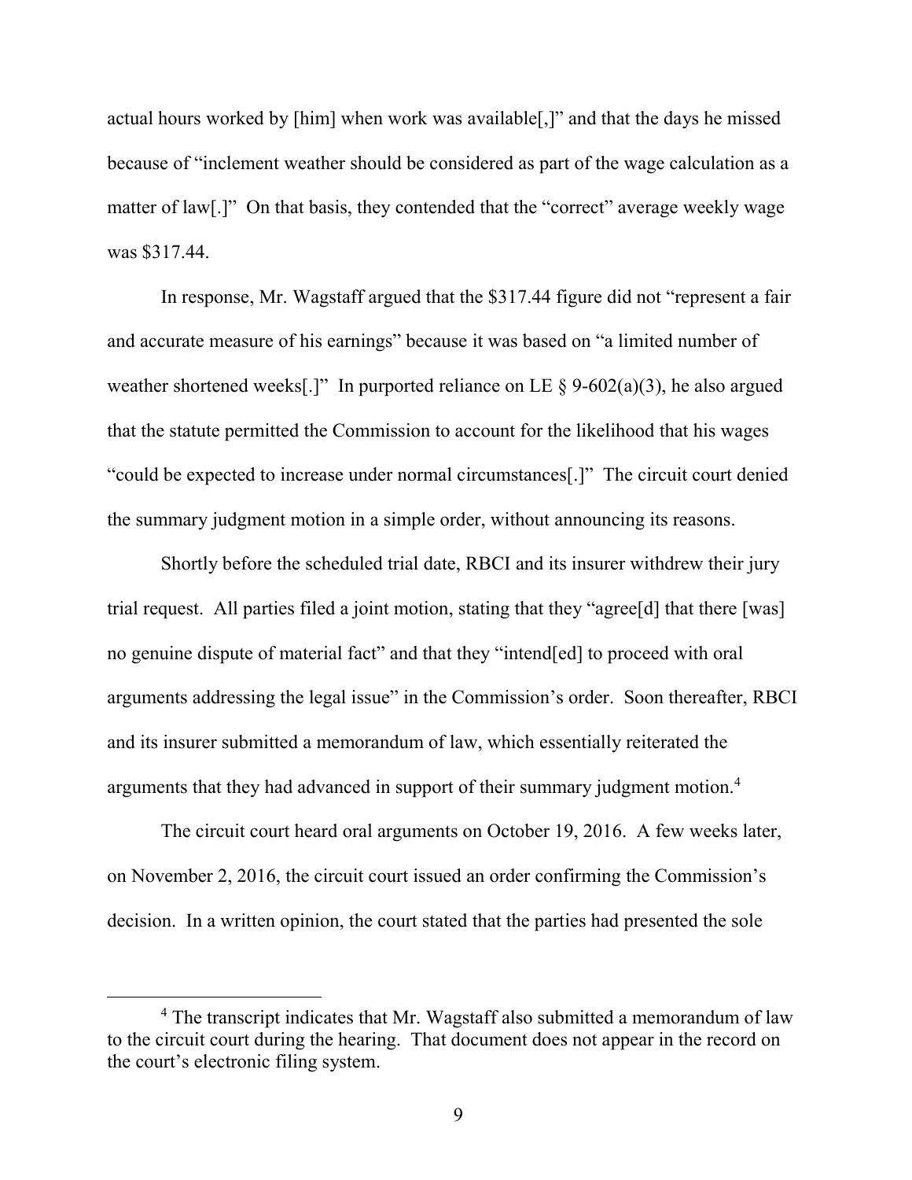actual hours worked by [him] when work was available[,]" and that the days he missed because of "inclement weather should be considered as part of the wage calculation as a matter of law[.]" On that basis, they contended that the "correct" average weekly wage was $317.44.

In response, Mr. Wagstaff argued that the $317.44 figure did not "represent a fair and accurate measure of his earnings" because it was based on "a limited number of weather shortened weeks[.]" In purported reliance on LE § 9-602(a)(3), he also argued that the statute permitted the Commission to account for the likelihood that his wages "could be expected to increase under normal circumstances[.]" The circuit court denied the summary judgment motion in a simple order, without announcing its reasons.

Shortly before the scheduled trial date, RBCI and its insurer withdrew their jury trial request. All parties filed a joint motion, stating that they "agree[d] that there [was] no genuine dispute of material fact" and that they "intend[ed] to proceed with oral arguments addressing the legal issue" in the Commission's order. Soon thereafter, RBCI and its insurer submitted a memorandum of law, which essentially reiterated the arguments that they had advanced in support of their summary judgment motion.[4]

The circuit court heard oral arguments on October 19, 2016. A few weeks later, on November 2, 2016, the circuit court issued an order confirming the Commission's decision. In a written opinion, the court stated that the parties had presented the sole

[4] The transcript indicates that Mr. Wagstaff also submitted a memorandum of law to the circuit court during the hearing. That document does not appear in the record on the court's electronic filing system.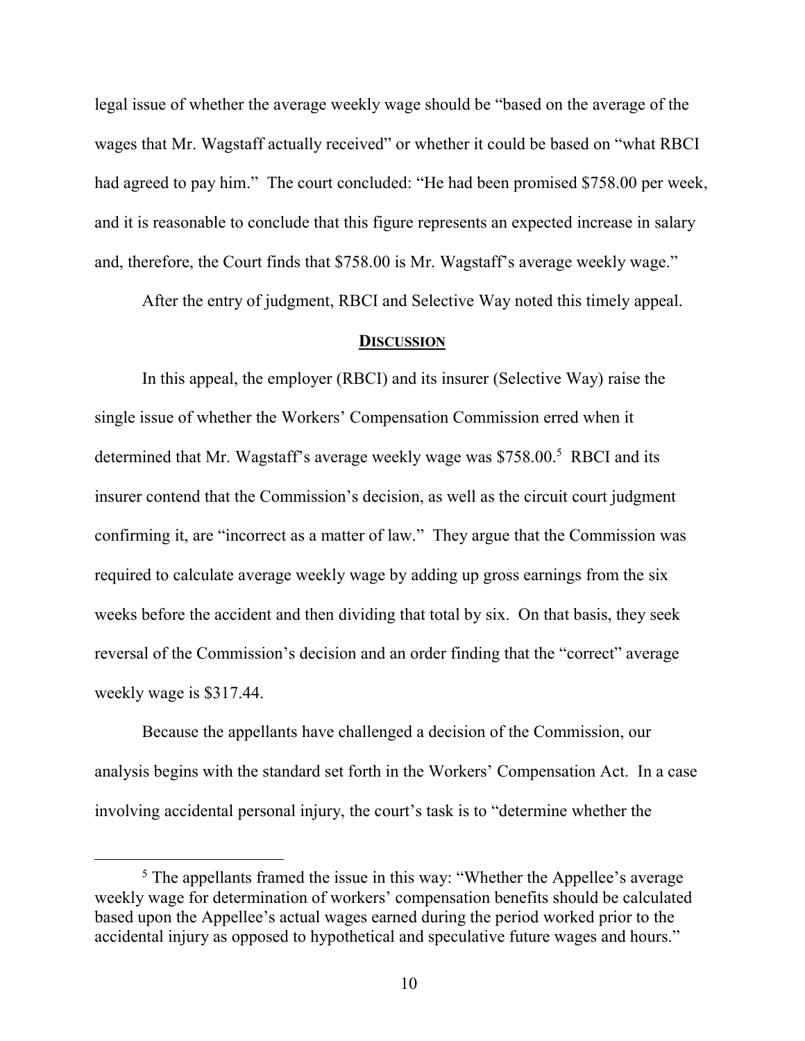legal issue of whether the average weekly wage should be "based on the average of the wages that Mr. Wagstaff actually received" or whether it could be based on "what RBCI had agreed to pay him." The court concluded: "He had been promised $758.00 per week, and it is reasonable to conclude that this figure represents an expected increase in salary and, therefore, the Court finds that $758.00 is Mr. Wagstaff's average weekly wage."

After the entry of judgment, RBCI and Selective Way noted this timely appeal.

## **DISCUSSION**

In this appeal, the employer (RBCI) and its insurer (Selective Way) raise the single issue of whether the Workers' Compensation Commission erred when it determined that Mr. Wagstaff's average weekly wage was $758.00.[5] RBCI and its insurer contend that the Commission's decision, as well as the circuit court judgment confirming it, are "incorrect as a matter of law." They argue that the Commission was required to calculate average weekly wage by adding up gross earnings from the six weeks before the accident and then dividing that total by six. On that basis, they seek reversal of the Commission's decision and an order finding that the "correct" average weekly wage is $317.44.

Because the appellants have challenged a decision of the Commission, our analysis begins with the standard set forth in the Workers' Compensation Act. In a case involving accidental personal injury, the court's task is to "determine whether the

---

[5] The appellants framed the issue in this way: "Whether the Appellee's average weekly wage for determination of workers' compensation benefits should be calculated based upon the Appellee's actual wages earned during the period worked prior to the accidental injury as opposed to hypothetical and speculative future wages and hours."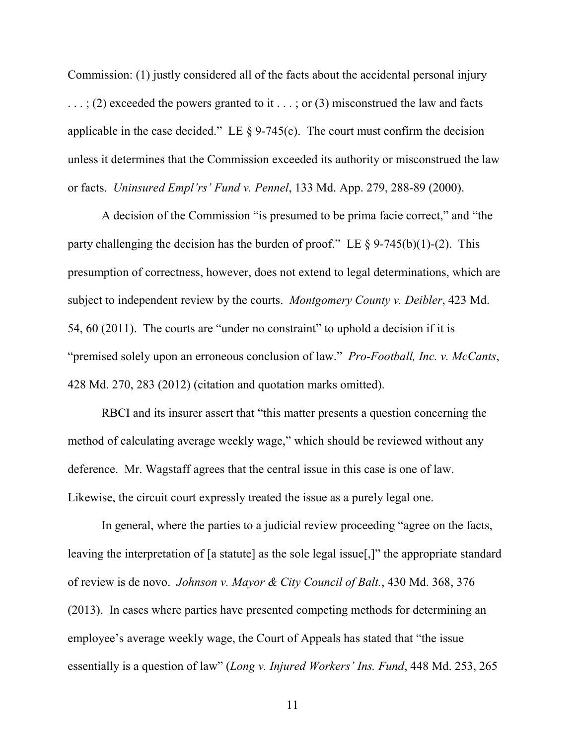Commission: (1) justly considered all of the facts about the accidental personal injury . . . ; (2) exceeded the powers granted to it . . . ; or (3) misconstrued the law and facts applicable in the case decided." LE § 9-745(c). The court must confirm the decision unless it determines that the Commission exceeded its authority or misconstrued the law or facts. *Uninsured Empl'rs' Fund v. Pennel*, 133 Md. App. 279, 288-89 (2000).

A decision of the Commission "is presumed to be prima facie correct," and "the party challenging the decision has the burden of proof." LE § 9-745(b)(1)-(2). This presumption of correctness, however, does not extend to legal determinations, which are subject to independent review by the courts. *Montgomery County v. Deibler*, 423 Md. 54, 60 (2011). The courts are "under no constraint" to uphold a decision if it is "premised solely upon an erroneous conclusion of law." *Pro-Football, Inc. v. McCants*, 428 Md. 270, 283 (2012) (citation and quotation marks omitted).

RBCI and its insurer assert that "this matter presents a question concerning the method of calculating average weekly wage," which should be reviewed without any deference. Mr. Wagstaff agrees that the central issue in this case is one of law. Likewise, the circuit court expressly treated the issue as a purely legal one.

In general, where the parties to a judicial review proceeding "agree on the facts, leaving the interpretation of [a statute] as the sole legal issue[,]" the appropriate standard of review is de novo. *Johnson v. Mayor & City Council of Balt.*, 430 Md. 368, 376 (2013). In cases where parties have presented competing methods for determining an employee's average weekly wage, the Court of Appeals has stated that "the issue essentially is a question of law" (*Long v. Injured Workers' Ins. Fund*, 448 Md. 253, 265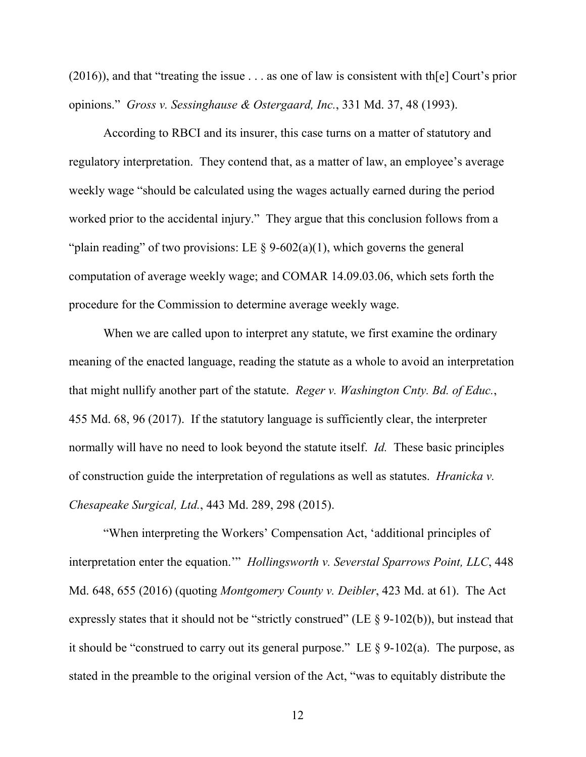(2016)), and that "treating the issue . . . as one of law is consistent with th[e] Court's prior opinions." *Gross v. Sessinghause & Ostergaard, Inc.*, 331 Md. 37, 48 (1993).

According to RBCI and its insurer, this case turns on a matter of statutory and regulatory interpretation. They contend that, as a matter of law, an employee's average weekly wage "should be calculated using the wages actually earned during the period worked prior to the accidental injury." They argue that this conclusion follows from a "plain reading" of two provisions: LE § 9-602(a)(1), which governs the general computation of average weekly wage; and COMAR 14.09.03.06, which sets forth the procedure for the Commission to determine average weekly wage.

When we are called upon to interpret any statute, we first examine the ordinary meaning of the enacted language, reading the statute as a whole to avoid an interpretation that might nullify another part of the statute. *Reger v. Washington Cnty. Bd. of Educ.*, 455 Md. 68, 96 (2017). If the statutory language is sufficiently clear, the interpreter normally will have no need to look beyond the statute itself. *Id.* These basic principles of construction guide the interpretation of regulations as well as statutes. *Hranicka v. Chesapeake Surgical, Ltd.*, 443 Md. 289, 298 (2015).

"When interpreting the Workers' Compensation Act, 'additional principles of interpretation enter the equation.'" *Hollingsworth v. Severstal Sparrows Point, LLC*, 448 Md. 648, 655 (2016) (quoting *Montgomery County v. Deibler*, 423 Md. at 61). The Act expressly states that it should not be "strictly construed" (LE § 9-102(b)), but instead that it should be "construed to carry out its general purpose." LE § 9-102(a). The purpose, as stated in the preamble to the original version of the Act, "was to equitably distribute the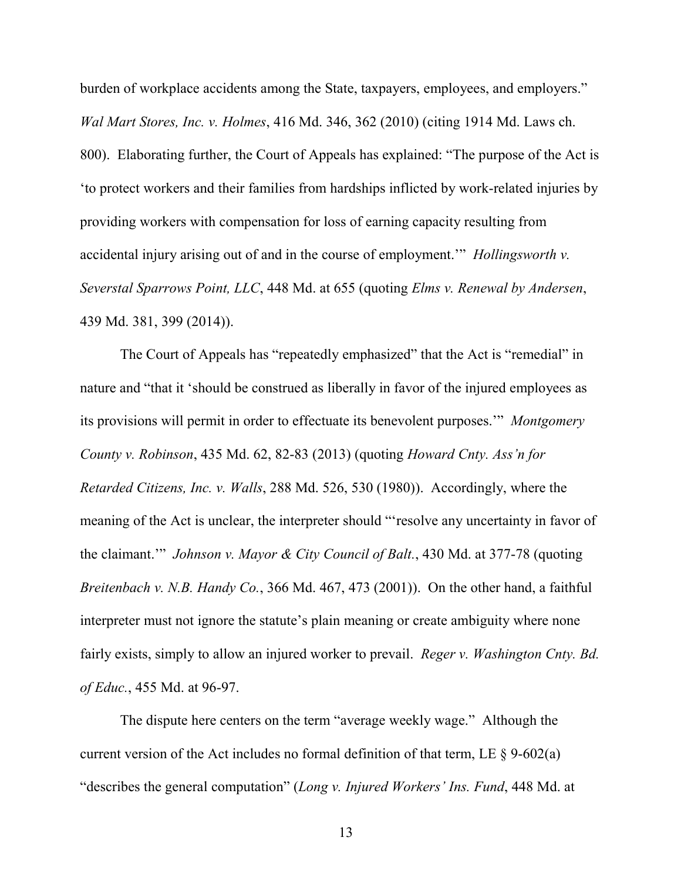burden of workplace accidents among the State, taxpayers, employees, and employers." *Wal Mart Stores, Inc. v. Holmes*, 416 Md. 346, 362 (2010) (citing 1914 Md. Laws ch. 800). Elaborating further, the Court of Appeals has explained: "The purpose of the Act is 'to protect workers and their families from hardships inflicted by work-related injuries by providing workers with compensation for loss of earning capacity resulting from accidental injury arising out of and in the course of employment.'" *Hollingsworth v. Severstal Sparrows Point, LLC*, 448 Md. at 655 (quoting *Elms v. Renewal by Andersen*, 439 Md. 381, 399 (2014)).

The Court of Appeals has "repeatedly emphasized" that the Act is "remedial" in nature and "that it 'should be construed as liberally in favor of the injured employees as its provisions will permit in order to effectuate its benevolent purposes.'" *Montgomery County v. Robinson*, 435 Md. 62, 82-83 (2013) (quoting *Howard Cnty. Ass'n for Retarded Citizens, Inc. v. Walls*, 288 Md. 526, 530 (1980)). Accordingly, where the meaning of the Act is unclear, the interpreter should "'resolve any uncertainty in favor of the claimant.'" *Johnson v. Mayor & City Council of Balt.*, 430 Md. at 377-78 (quoting *Breitenbach v. N.B. Handy Co.*, 366 Md. 467, 473 (2001)). On the other hand, a faithful interpreter must not ignore the statute's plain meaning or create ambiguity where none fairly exists, simply to allow an injured worker to prevail. *Reger v. Washington Cnty. Bd. of Educ.*, 455 Md. at 96-97.

The dispute here centers on the term "average weekly wage." Although the current version of the Act includes no formal definition of that term, LE § 9-602(a) "describes the general computation" (*Long v. Injured Workers' Ins. Fund*, 448 Md. at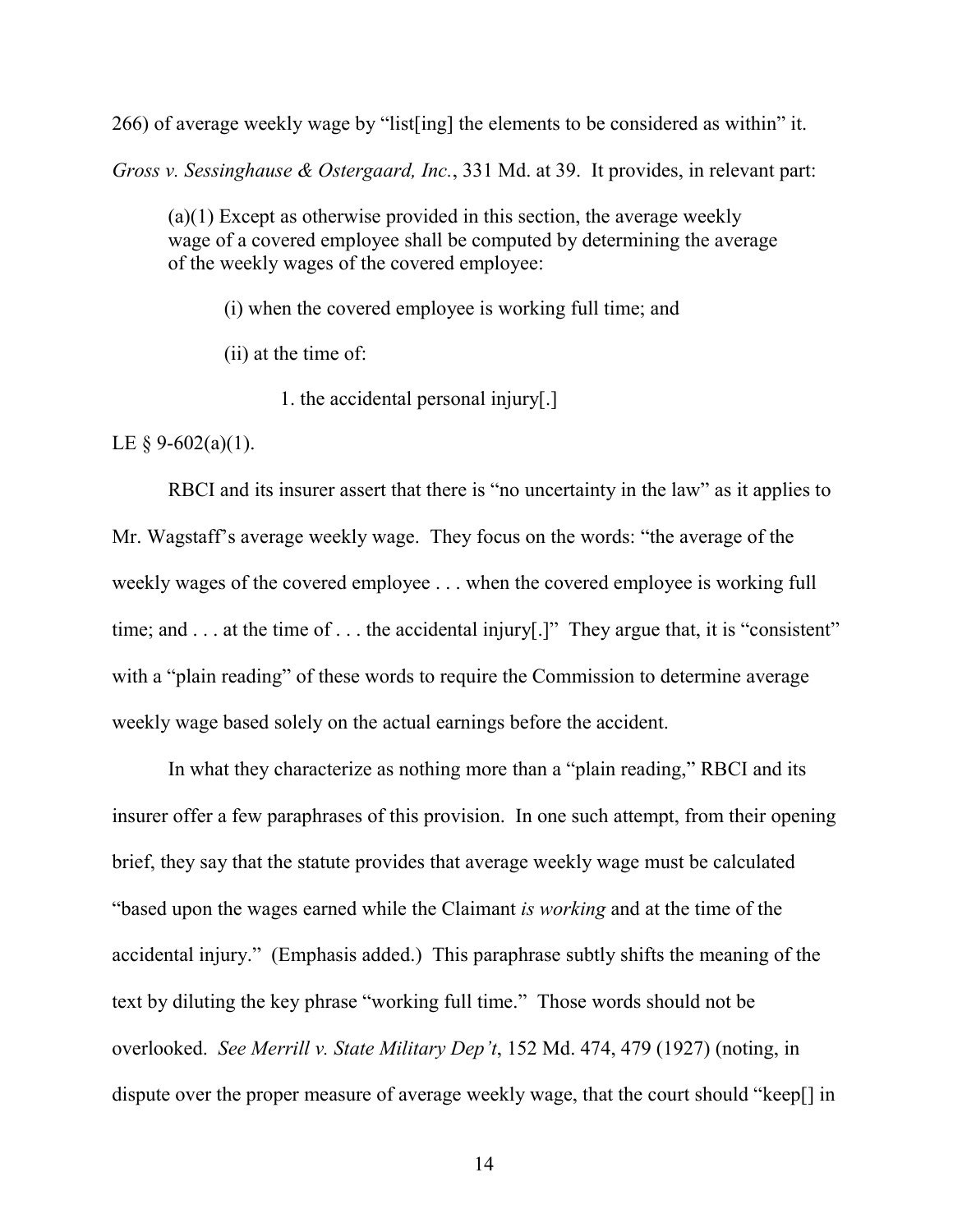266) of average weekly wage by "list[ing] the elements to be considered as within" it. *Gross v. Sessinghause & Ostergaard, Inc.*, 331 Md. at 39. It provides, in relevant part:

> (a)(1) Except as otherwise provided in this section, the average weekly wage of a covered employee shall be computed by determining the average of the weekly wages of the covered employee:
>
> (i) when the covered employee is working full time; and
>
> (ii) at the time of:
>
> 1. the accidental personal injury[.]

LE § 9-602(a)(1).

RBCI and its insurer assert that there is "no uncertainty in the law" as it applies to Mr. Wagstaff's average weekly wage. They focus on the words: "the average of the weekly wages of the covered employee . . . when the covered employee is working full time; and . . . at the time of . . . the accidental injury[.]" They argue that, it is "consistent" with a "plain reading" of these words to require the Commission to determine average weekly wage based solely on the actual earnings before the accident.

In what they characterize as nothing more than a "plain reading," RBCI and its insurer offer a few paraphrases of this provision. In one such attempt, from their opening brief, they say that the statute provides that average weekly wage must be calculated "based upon the wages earned while the Claimant *is working* and at the time of the accidental injury." (Emphasis added.) This paraphrase subtly shifts the meaning of the text by diluting the key phrase "working full time." Those words should not be overlooked. *See Merrill v. State Military Dep't*, 152 Md. 474, 479 (1927) (noting, in dispute over the proper measure of average weekly wage, that the court should "keep[] in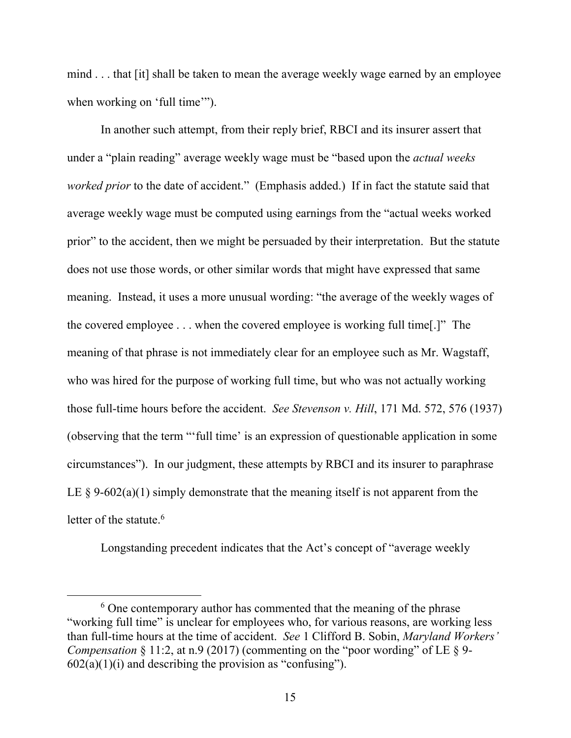mind . . . that [it] shall be taken to mean the average weekly wage earned by an employee when working on 'full time'").

In another such attempt, from their reply brief, RBCI and its insurer assert that under a "plain reading" average weekly wage must be "based upon the *actual weeks worked prior* to the date of accident." (Emphasis added.) If in fact the statute said that average weekly wage must be computed using earnings from the "actual weeks worked prior" to the accident, then we might be persuaded by their interpretation. But the statute does not use those words, or other similar words that might have expressed that same meaning. Instead, it uses a more unusual wording: "the average of the weekly wages of the covered employee . . . when the covered employee is working full time[.]" The meaning of that phrase is not immediately clear for an employee such as Mr. Wagstaff, who was hired for the purpose of working full time, but who was not actually working those full-time hours before the accident. *See Stevenson v. Hill*, 171 Md. 572, 576 (1937) (observing that the term "'full time' is an expression of questionable application in some circumstances"). In our judgment, these attempts by RBCI and its insurer to paraphrase LE § 9-602(a)(1) simply demonstrate that the meaning itself is not apparent from the letter of the statute.[6]

Longstanding precedent indicates that the Act's concept of "average weekly

---

[6] One contemporary author has commented that the meaning of the phrase "working full time" is unclear for employees who, for various reasons, are working less than full-time hours at the time of accident. *See* 1 Clifford B. Sobin, *Maryland Workers' Compensation* § 11:2, at n.9 (2017) (commenting on the "poor wording" of LE § 9-602(a)(1)(i) and describing the provision as "confusing").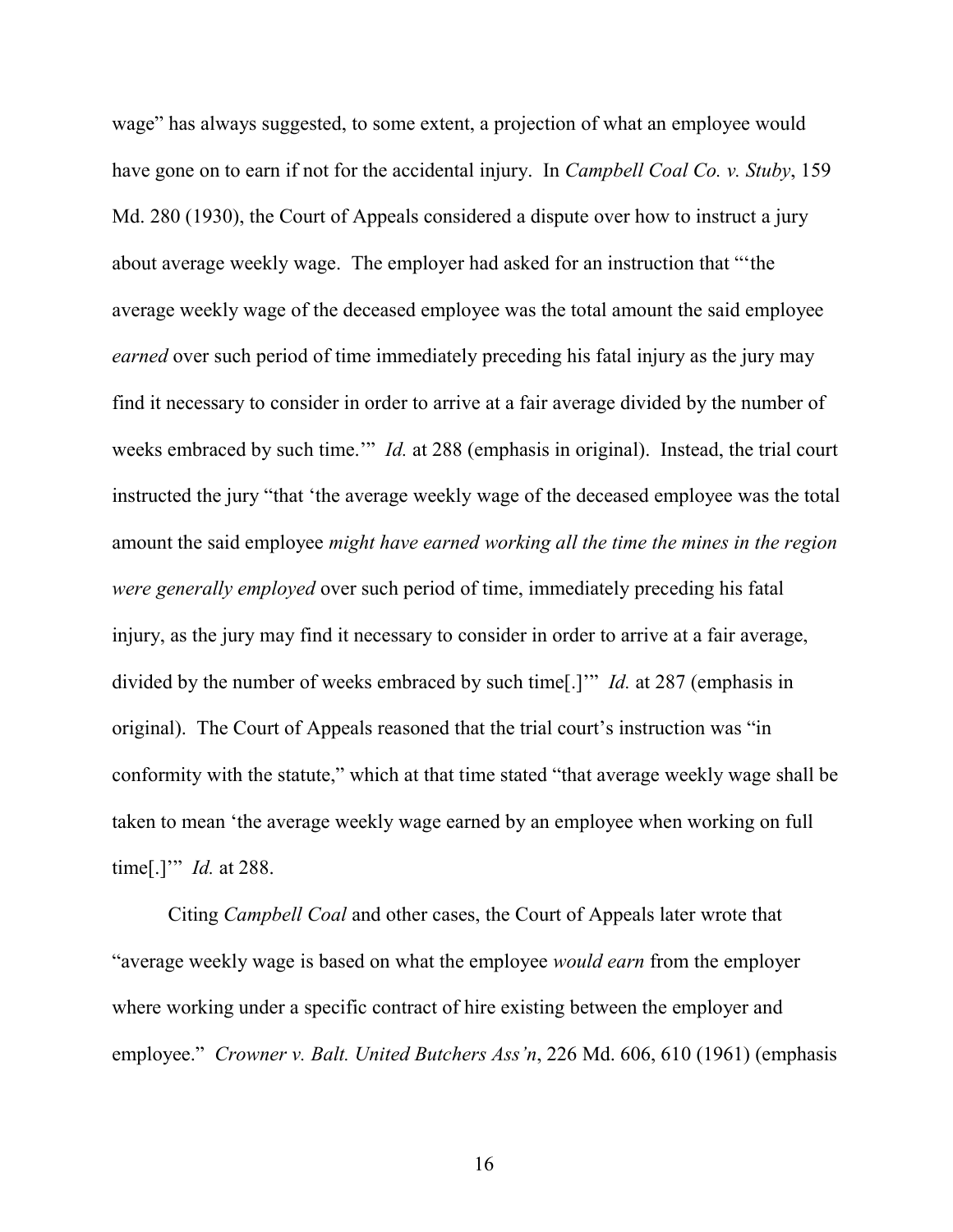wage" has always suggested, to some extent, a projection of what an employee would have gone on to earn if not for the accidental injury. In *Campbell Coal Co. v. Stuby*, 159 Md. 280 (1930), the Court of Appeals considered a dispute over how to instruct a jury about average weekly wage. The employer had asked for an instruction that "'the average weekly wage of the deceased employee was the total amount the said employee *earned* over such period of time immediately preceding his fatal injury as the jury may find it necessary to consider in order to arrive at a fair average divided by the number of weeks embraced by such time.'" *Id.* at 288 (emphasis in original). Instead, the trial court instructed the jury "that 'the average weekly wage of the deceased employee was the total amount the said employee *might have earned working all the time the mines in the region were generally employed* over such period of time, immediately preceding his fatal injury, as the jury may find it necessary to consider in order to arrive at a fair average, divided by the number of weeks embraced by such time[.]'" *Id.* at 287 (emphasis in original). The Court of Appeals reasoned that the trial court's instruction was "in conformity with the statute," which at that time stated "that average weekly wage shall be taken to mean 'the average weekly wage earned by an employee when working on full time[.]'" *Id.* at 288.

Citing *Campbell Coal* and other cases, the Court of Appeals later wrote that "average weekly wage is based on what the employee *would earn* from the employer where working under a specific contract of hire existing between the employer and employee." *Crowner v. Balt. United Butchers Ass'n*, 226 Md. 606, 610 (1961) (emphasis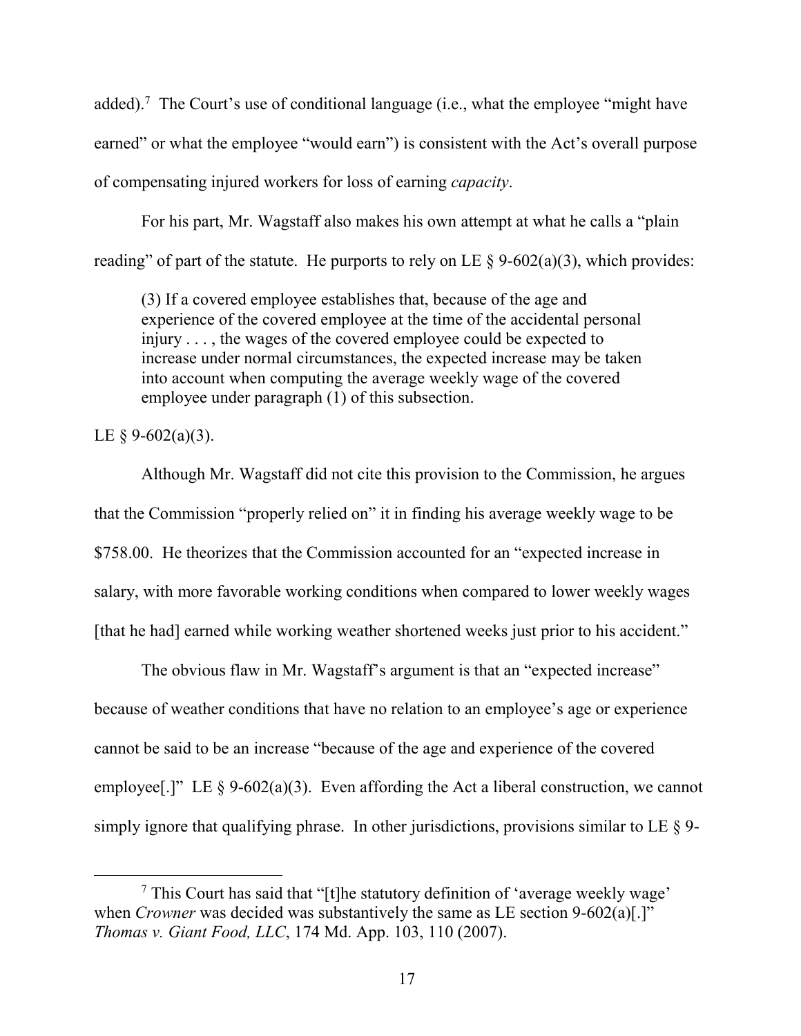added).[7] The Court's use of conditional language (i.e., what the employee "might have earned" or what the employee "would earn") is consistent with the Act's overall purpose of compensating injured workers for loss of earning *capacity*.

For his part, Mr. Wagstaff also makes his own attempt at what he calls a "plain reading" of part of the statute. He purports to rely on LE § 9-602(a)(3), which provides:

> (3) If a covered employee establishes that, because of the age and experience of the covered employee at the time of the accidental personal injury . . . , the wages of the covered employee could be expected to increase under normal circumstances, the expected increase may be taken into account when computing the average weekly wage of the covered employee under paragraph (1) of this subsection.

LE § 9-602(a)(3).

Although Mr. Wagstaff did not cite this provision to the Commission, he argues that the Commission "properly relied on" it in finding his average weekly wage to be $758.00. He theorizes that the Commission accounted for an "expected increase in salary, with more favorable working conditions when compared to lower weekly wages [that he had] earned while working weather shortened weeks just prior to his accident."

The obvious flaw in Mr. Wagstaff's argument is that an "expected increase" because of weather conditions that have no relation to an employee's age or experience cannot be said to be an increase "because of the age and experience of the covered employee[.]" LE § 9-602(a)(3). Even affording the Act a liberal construction, we cannot simply ignore that qualifying phrase. In other jurisdictions, provisions similar to LE § 9-

[7] This Court has said that "[t]he statutory definition of 'average weekly wage' when *Crowner* was decided was substantively the same as LE section 9-602(a)[.]" *Thomas v. Giant Food, LLC*, 174 Md. App. 103, 110 (2007).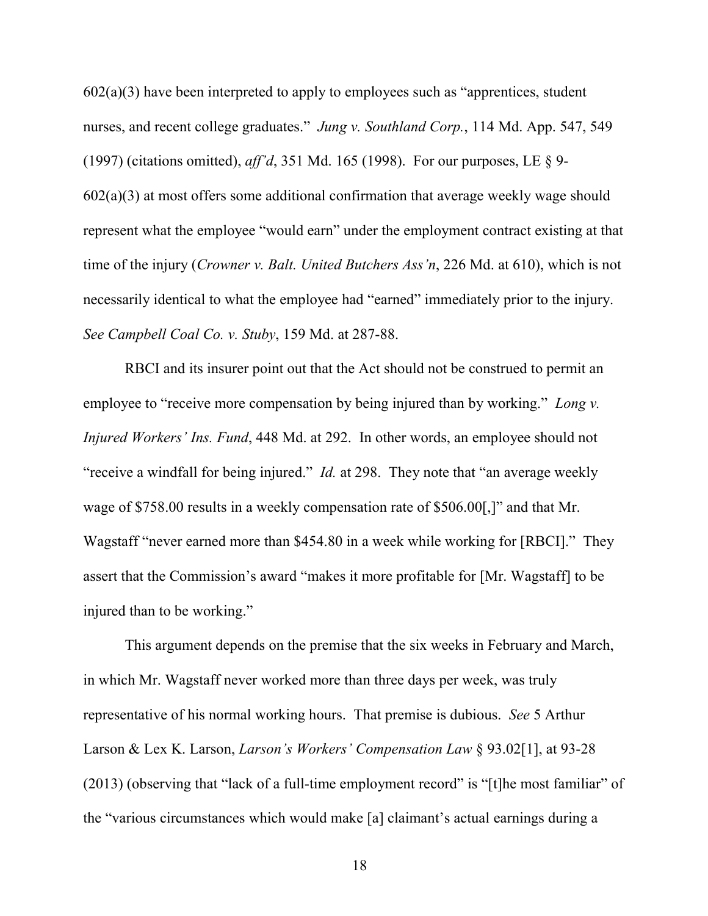602(a)(3) have been interpreted to apply to employees such as "apprentices, student nurses, and recent college graduates." *Jung v. Southland Corp.*, 114 Md. App. 547, 549 (1997) (citations omitted), *aff'd*, 351 Md. 165 (1998). For our purposes, LE § 9-602(a)(3) at most offers some additional confirmation that average weekly wage should represent what the employee "would earn" under the employment contract existing at that time of the injury (*Crowner v. Balt. United Butchers Ass'n*, 226 Md. at 610), which is not necessarily identical to what the employee had "earned" immediately prior to the injury. *See Campbell Coal Co. v. Stuby*, 159 Md. at 287-88.

RBCI and its insurer point out that the Act should not be construed to permit an employee to "receive more compensation by being injured than by working." *Long v. Injured Workers' Ins. Fund*, 448 Md. at 292. In other words, an employee should not "receive a windfall for being injured." *Id.* at 298. They note that "an average weekly wage of $758.00 results in a weekly compensation rate of $506.00[,]" and that Mr. Wagstaff "never earned more than $454.80 in a week while working for [RBCI]." They assert that the Commission's award "makes it more profitable for [Mr. Wagstaff] to be injured than to be working."

This argument depends on the premise that the six weeks in February and March, in which Mr. Wagstaff never worked more than three days per week, was truly representative of his normal working hours. That premise is dubious. *See* 5 Arthur Larson & Lex K. Larson, *Larson's Workers' Compensation Law* § 93.02[1], at 93-28 (2013) (observing that "lack of a full-time employment record" is "[t]he most familiar" of the "various circumstances which would make [a] claimant's actual earnings during a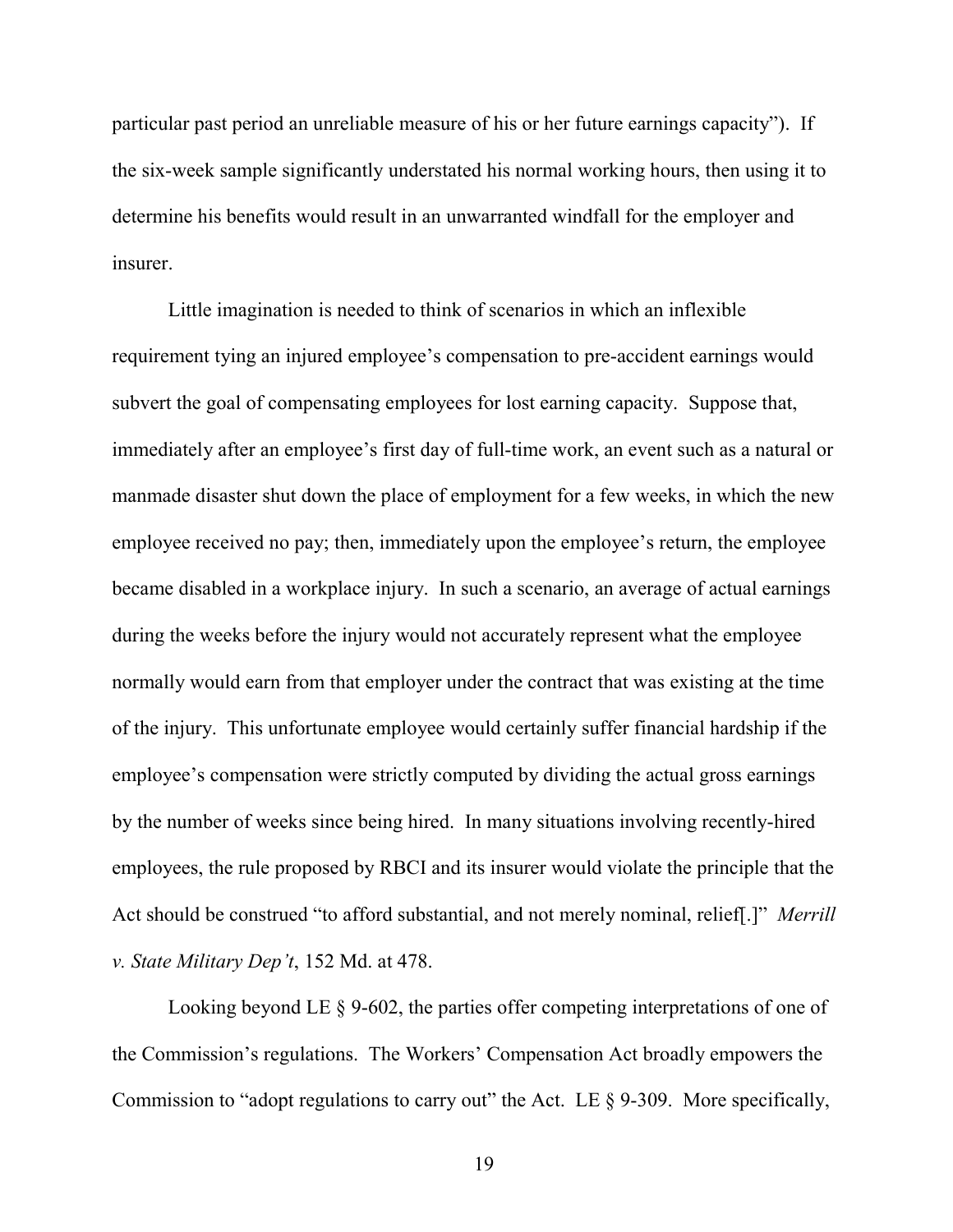particular past period an unreliable measure of his or her future earnings capacity"). If the six-week sample significantly understated his normal working hours, then using it to determine his benefits would result in an unwarranted windfall for the employer and insurer.

Little imagination is needed to think of scenarios in which an inflexible requirement tying an injured employee's compensation to pre-accident earnings would subvert the goal of compensating employees for lost earning capacity. Suppose that, immediately after an employee's first day of full-time work, an event such as a natural or manmade disaster shut down the place of employment for a few weeks, in which the new employee received no pay; then, immediately upon the employee's return, the employee became disabled in a workplace injury. In such a scenario, an average of actual earnings during the weeks before the injury would not accurately represent what the employee normally would earn from that employer under the contract that was existing at the time of the injury. This unfortunate employee would certainly suffer financial hardship if the employee's compensation were strictly computed by dividing the actual gross earnings by the number of weeks since being hired. In many situations involving recently-hired employees, the rule proposed by RBCI and its insurer would violate the principle that the Act should be construed "to afford substantial, and not merely nominal, relief[.]" *Merrill v. State Military Dep't*, 152 Md. at 478.

Looking beyond LE § 9-602, the parties offer competing interpretations of one of the Commission's regulations. The Workers' Compensation Act broadly empowers the Commission to "adopt regulations to carry out" the Act. LE § 9-309. More specifically,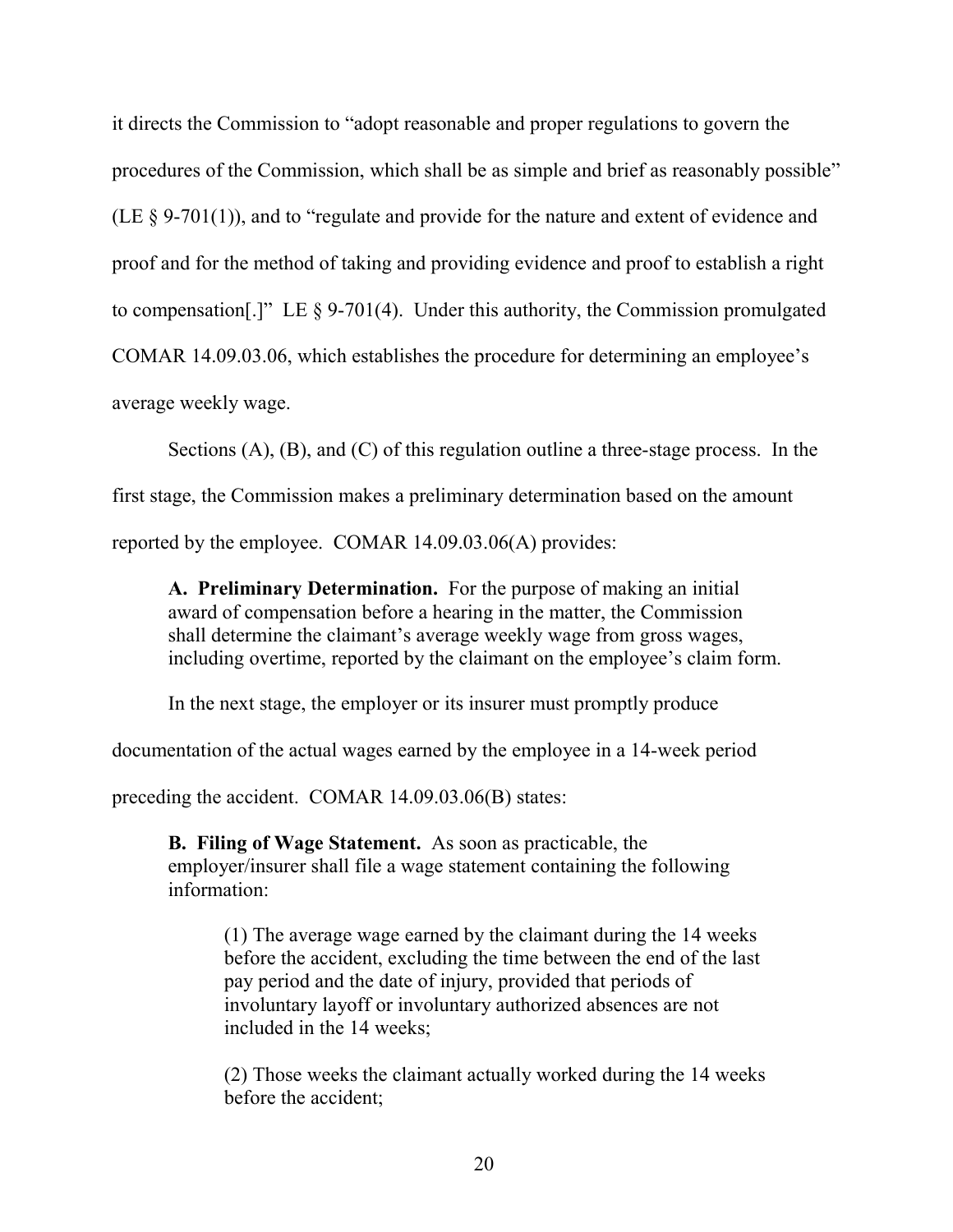it directs the Commission to "adopt reasonable and proper regulations to govern the procedures of the Commission, which shall be as simple and brief as reasonably possible" (LE § 9-701(1)), and to "regulate and provide for the nature and extent of evidence and proof and for the method of taking and providing evidence and proof to establish a right to compensation[.]" LE § 9-701(4). Under this authority, the Commission promulgated COMAR 14.09.03.06, which establishes the procedure for determining an employee's average weekly wage.

Sections (A), (B), and (C) of this regulation outline a three-stage process. In the first stage, the Commission makes a preliminary determination based on the amount reported by the employee. COMAR 14.09.03.06(A) provides:

> **A. Preliminary Determination.** For the purpose of making an initial award of compensation before a hearing in the matter, the Commission shall determine the claimant's average weekly wage from gross wages, including overtime, reported by the claimant on the employee's claim form.

In the next stage, the employer or its insurer must promptly produce documentation of the actual wages earned by the employee in a 14-week period preceding the accident. COMAR 14.09.03.06(B) states:

> **B. Filing of Wage Statement.** As soon as practicable, the employer/insurer shall file a wage statement containing the following information:
>
> > (1) The average wage earned by the claimant during the 14 weeks before the accident, excluding the time between the end of the last pay period and the date of injury, provided that periods of involuntary layoff or involuntary authorized absences are not included in the 14 weeks;
> >
> > (2) Those weeks the claimant actually worked during the 14 weeks before the accident;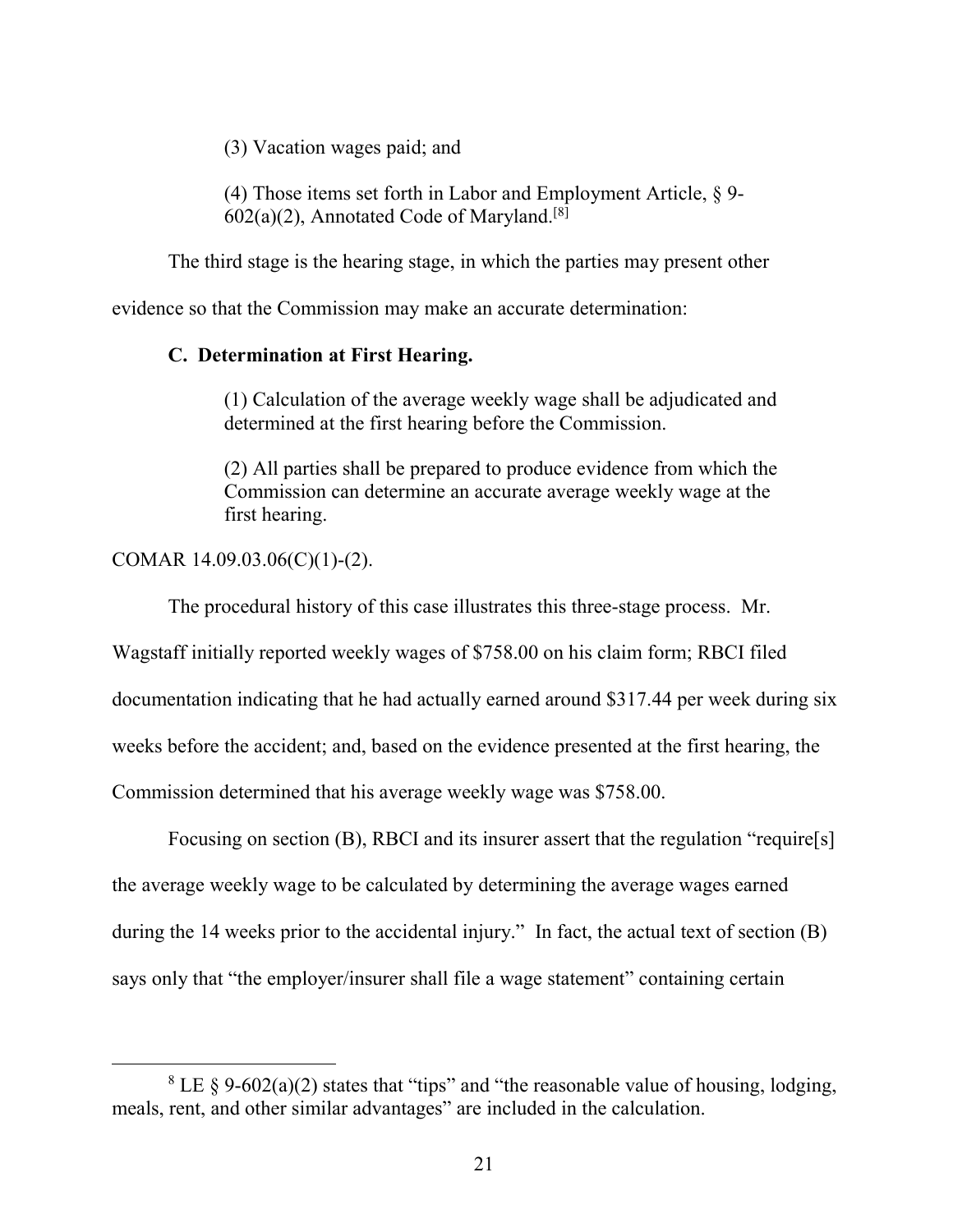(3) Vacation wages paid; and

(4) Those items set forth in Labor and Employment Article, § 9-602(a)(2), Annotated Code of Maryland.[8]

The third stage is the hearing stage, in which the parties may present other evidence so that the Commission may make an accurate determination:

**C. Determination at First Hearing.**

(1) Calculation of the average weekly wage shall be adjudicated and determined at the first hearing before the Commission.

(2) All parties shall be prepared to produce evidence from which the Commission can determine an accurate average weekly wage at the first hearing.

COMAR 14.09.03.06(C)(1)-(2).

The procedural history of this case illustrates this three-stage process. Mr. Wagstaff initially reported weekly wages of $758.00 on his claim form; RBCI filed documentation indicating that he had actually earned around $317.44 per week during six weeks before the accident; and, based on the evidence presented at the first hearing, the Commission determined that his average weekly wage was $758.00.

Focusing on section (B), RBCI and its insurer assert that the regulation "require[s] the average weekly wage to be calculated by determining the average wages earned during the 14 weeks prior to the accidental injury." In fact, the actual text of section (B) says only that "the employer/insurer shall file a wage statement" containing certain

---

[8] LE § 9-602(a)(2) states that "tips" and "the reasonable value of housing, lodging, meals, rent, and other similar advantages" are included in the calculation.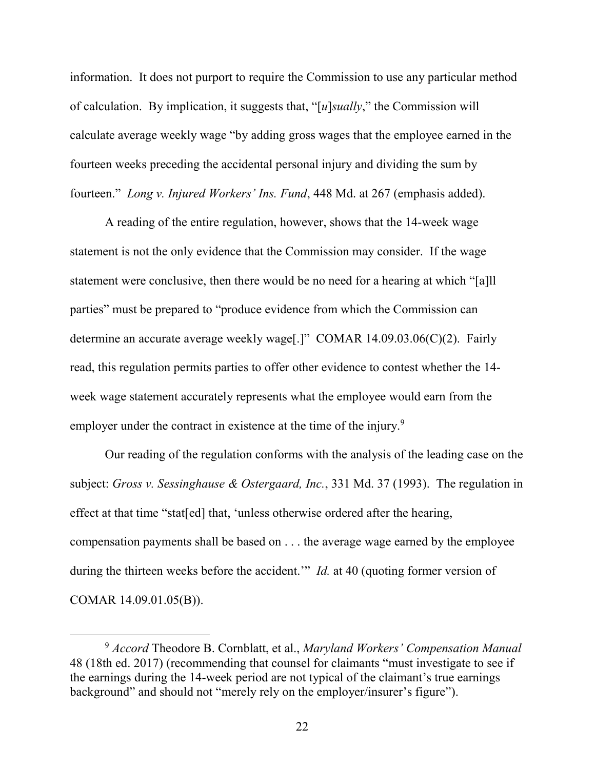information. It does not purport to require the Commission to use any particular method of calculation. By implication, it suggests that, "[*u*]*sually*," the Commission will calculate average weekly wage "by adding gross wages that the employee earned in the fourteen weeks preceding the accidental personal injury and dividing the sum by fourteen." *Long v. Injured Workers' Ins. Fund*, 448 Md. at 267 (emphasis added).

A reading of the entire regulation, however, shows that the 14-week wage statement is not the only evidence that the Commission may consider. If the wage statement were conclusive, then there would be no need for a hearing at which "[a]ll parties" must be prepared to "produce evidence from which the Commission can determine an accurate average weekly wage[.]" COMAR 14.09.03.06(C)(2). Fairly read, this regulation permits parties to offer other evidence to contest whether the 14-week wage statement accurately represents what the employee would earn from the employer under the contract in existence at the time of the injury.[9]

Our reading of the regulation conforms with the analysis of the leading case on the subject: *Gross v. Sessinghause & Ostergaard, Inc.*, 331 Md. 37 (1993). The regulation in effect at that time "stat[ed] that, 'unless otherwise ordered after the hearing, compensation payments shall be based on . . . the average wage earned by the employee during the thirteen weeks before the accident.'" *Id.* at 40 (quoting former version of COMAR 14.09.01.05(B)).

---

[9] *Accord* Theodore B. Cornblatt, et al., *Maryland Workers' Compensation Manual* 48 (18th ed. 2017) (recommending that counsel for claimants "must investigate to see if the earnings during the 14-week period are not typical of the claimant's true earnings background" and should not "merely rely on the employer/insurer's figure").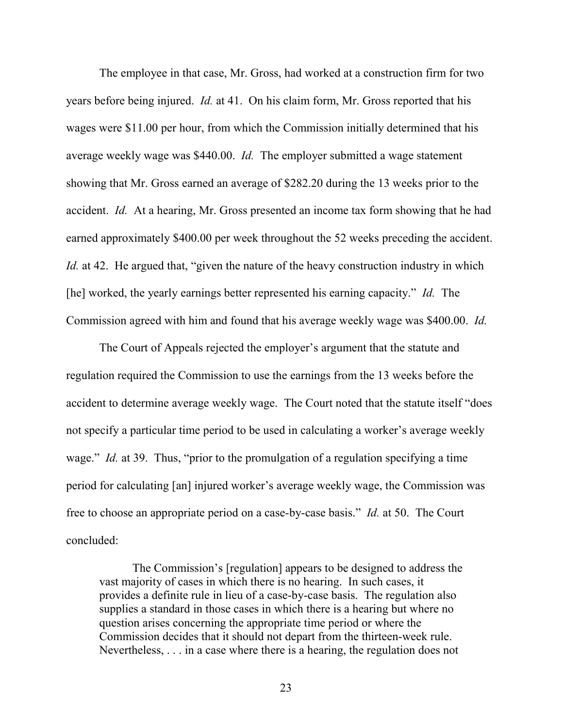The employee in that case, Mr. Gross, had worked at a construction firm for two years before being injured. *Id.* at 41. On his claim form, Mr. Gross reported that his wages were $11.00 per hour, from which the Commission initially determined that his average weekly wage was $440.00. *Id.* The employer submitted a wage statement showing that Mr. Gross earned an average of $282.20 during the 13 weeks prior to the accident. *Id.* At a hearing, Mr. Gross presented an income tax form showing that he had earned approximately $400.00 per week throughout the 52 weeks preceding the accident. *Id.* at 42. He argued that, "given the nature of the heavy construction industry in which [he] worked, the yearly earnings better represented his earning capacity." *Id.* The Commission agreed with him and found that his average weekly wage was $400.00. *Id.*

The Court of Appeals rejected the employer's argument that the statute and regulation required the Commission to use the earnings from the 13 weeks before the accident to determine average weekly wage. The Court noted that the statute itself "does not specify a particular time period to be used in calculating a worker's average weekly wage." *Id.* at 39. Thus, "prior to the promulgation of a regulation specifying a time period for calculating [an] injured worker's average weekly wage, the Commission was free to choose an appropriate period on a case-by-case basis." *Id.* at 50. The Court concluded:

> The Commission's [regulation] appears to be designed to address the vast majority of cases in which there is no hearing. In such cases, it provides a definite rule in lieu of a case-by-case basis. The regulation also supplies a standard in those cases in which there is a hearing but where no question arises concerning the appropriate time period or where the Commission decides that it should not depart from the thirteen-week rule. Nevertheless, . . . in a case where there is a hearing, the regulation does not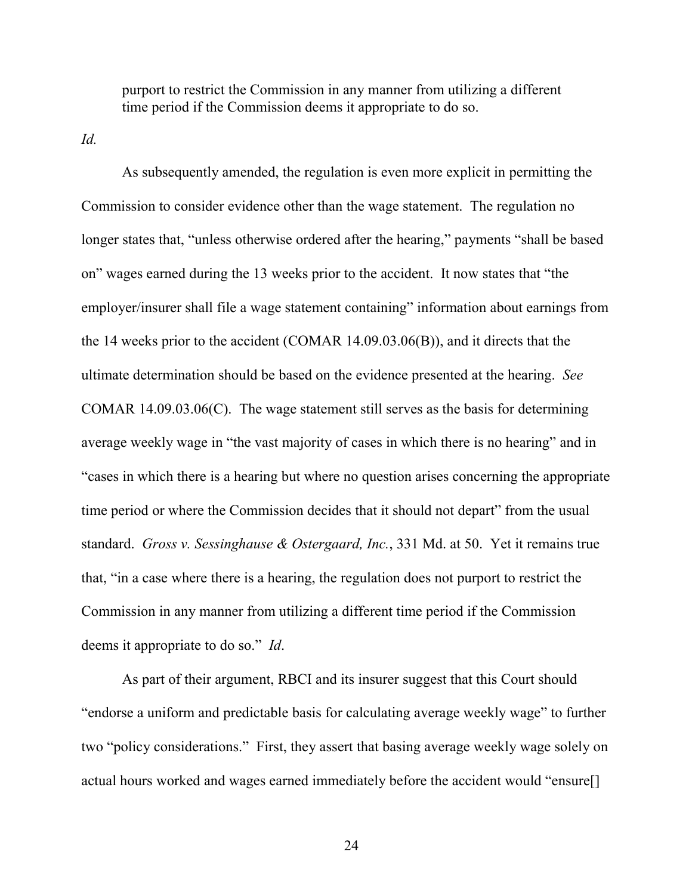purport to restrict the Commission in any manner from utilizing a different time period if the Commission deems it appropriate to do so.

*Id.*

As subsequently amended, the regulation is even more explicit in permitting the Commission to consider evidence other than the wage statement. The regulation no longer states that, "unless otherwise ordered after the hearing," payments "shall be based on" wages earned during the 13 weeks prior to the accident. It now states that "the employer/insurer shall file a wage statement containing" information about earnings from the 14 weeks prior to the accident (COMAR 14.09.03.06(B)), and it directs that the ultimate determination should be based on the evidence presented at the hearing. *See* COMAR 14.09.03.06(C). The wage statement still serves as the basis for determining average weekly wage in "the vast majority of cases in which there is no hearing" and in "cases in which there is a hearing but where no question arises concerning the appropriate time period or where the Commission decides that it should not depart" from the usual standard. *Gross v. Sessinghause & Ostergaard, Inc.*, 331 Md. at 50. Yet it remains true that, "in a case where there is a hearing, the regulation does not purport to restrict the Commission in any manner from utilizing a different time period if the Commission deems it appropriate to do so." *Id*.

As part of their argument, RBCI and its insurer suggest that this Court should "endorse a uniform and predictable basis for calculating average weekly wage" to further two "policy considerations." First, they assert that basing average weekly wage solely on actual hours worked and wages earned immediately before the accident would "ensure[]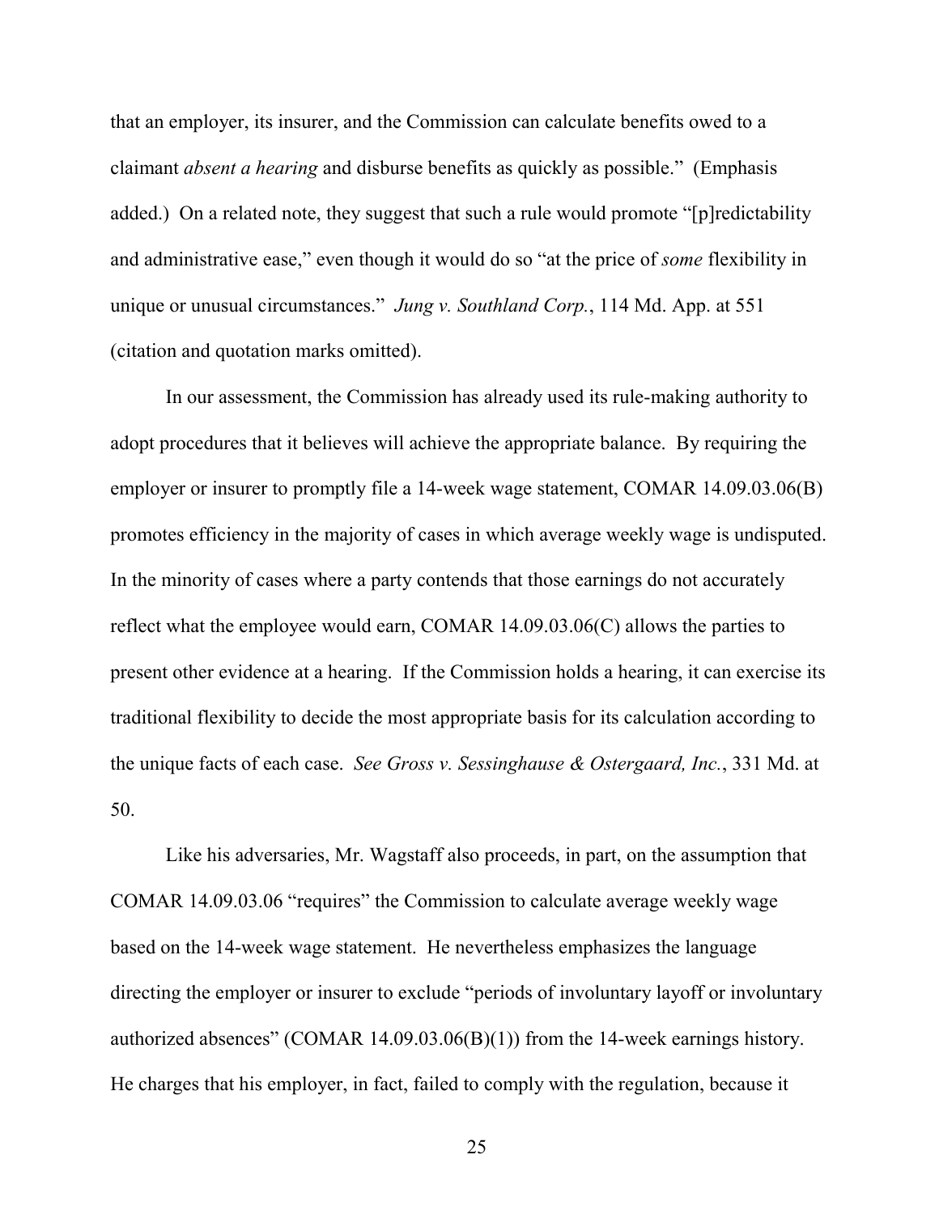that an employer, its insurer, and the Commission can calculate benefits owed to a claimant *absent a hearing* and disburse benefits as quickly as possible." (Emphasis added.) On a related note, they suggest that such a rule would promote "[p]redictability and administrative ease," even though it would do so "at the price of *some* flexibility in unique or unusual circumstances." *Jung v. Southland Corp.*, 114 Md. App. at 551 (citation and quotation marks omitted).

In our assessment, the Commission has already used its rule-making authority to adopt procedures that it believes will achieve the appropriate balance. By requiring the employer or insurer to promptly file a 14-week wage statement, COMAR 14.09.03.06(B) promotes efficiency in the majority of cases in which average weekly wage is undisputed. In the minority of cases where a party contends that those earnings do not accurately reflect what the employee would earn, COMAR 14.09.03.06(C) allows the parties to present other evidence at a hearing. If the Commission holds a hearing, it can exercise its traditional flexibility to decide the most appropriate basis for its calculation according to the unique facts of each case. *See Gross v. Sessinghause & Ostergaard, Inc.*, 331 Md. at 50.

Like his adversaries, Mr. Wagstaff also proceeds, in part, on the assumption that COMAR 14.09.03.06 "requires" the Commission to calculate average weekly wage based on the 14-week wage statement. He nevertheless emphasizes the language directing the employer or insurer to exclude "periods of involuntary layoff or involuntary authorized absences" (COMAR 14.09.03.06(B)(1)) from the 14-week earnings history. He charges that his employer, in fact, failed to comply with the regulation, because it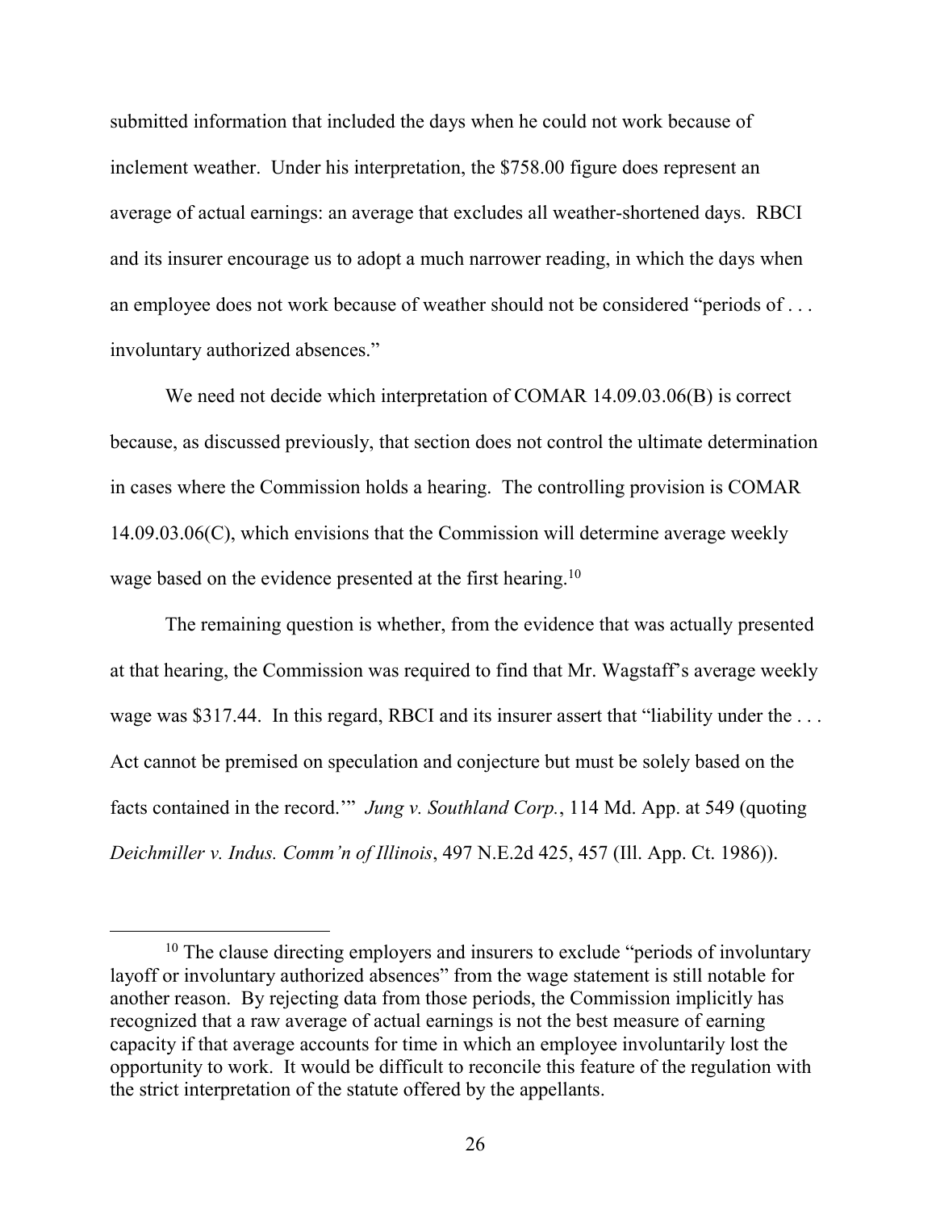submitted information that included the days when he could not work because of inclement weather. Under his interpretation, the $758.00 figure does represent an average of actual earnings: an average that excludes all weather-shortened days. RBCI and its insurer encourage us to adopt a much narrower reading, in which the days when an employee does not work because of weather should not be considered "periods of . . . involuntary authorized absences."

We need not decide which interpretation of COMAR 14.09.03.06(B) is correct because, as discussed previously, that section does not control the ultimate determination in cases where the Commission holds a hearing. The controlling provision is COMAR 14.09.03.06(C), which envisions that the Commission will determine average weekly wage based on the evidence presented at the first hearing.[10]

The remaining question is whether, from the evidence that was actually presented at that hearing, the Commission was required to find that Mr. Wagstaff's average weekly wage was $317.44. In this regard, RBCI and its insurer assert that "liability under the . . . Act cannot be premised on speculation and conjecture but must be solely based on the facts contained in the record.'" *Jung v. Southland Corp.*, 114 Md. App. at 549 (quoting *Deichmiller v. Indus. Comm'n of Illinois*, 497 N.E.2d 425, 457 (Ill. App. Ct. 1986)).

---

[10] The clause directing employers and insurers to exclude "periods of involuntary layoff or involuntary authorized absences" from the wage statement is still notable for another reason. By rejecting data from those periods, the Commission implicitly has recognized that a raw average of actual earnings is not the best measure of earning capacity if that average accounts for time in which an employee involuntarily lost the opportunity to work. It would be difficult to reconcile this feature of the regulation with the strict interpretation of the statute offered by the appellants.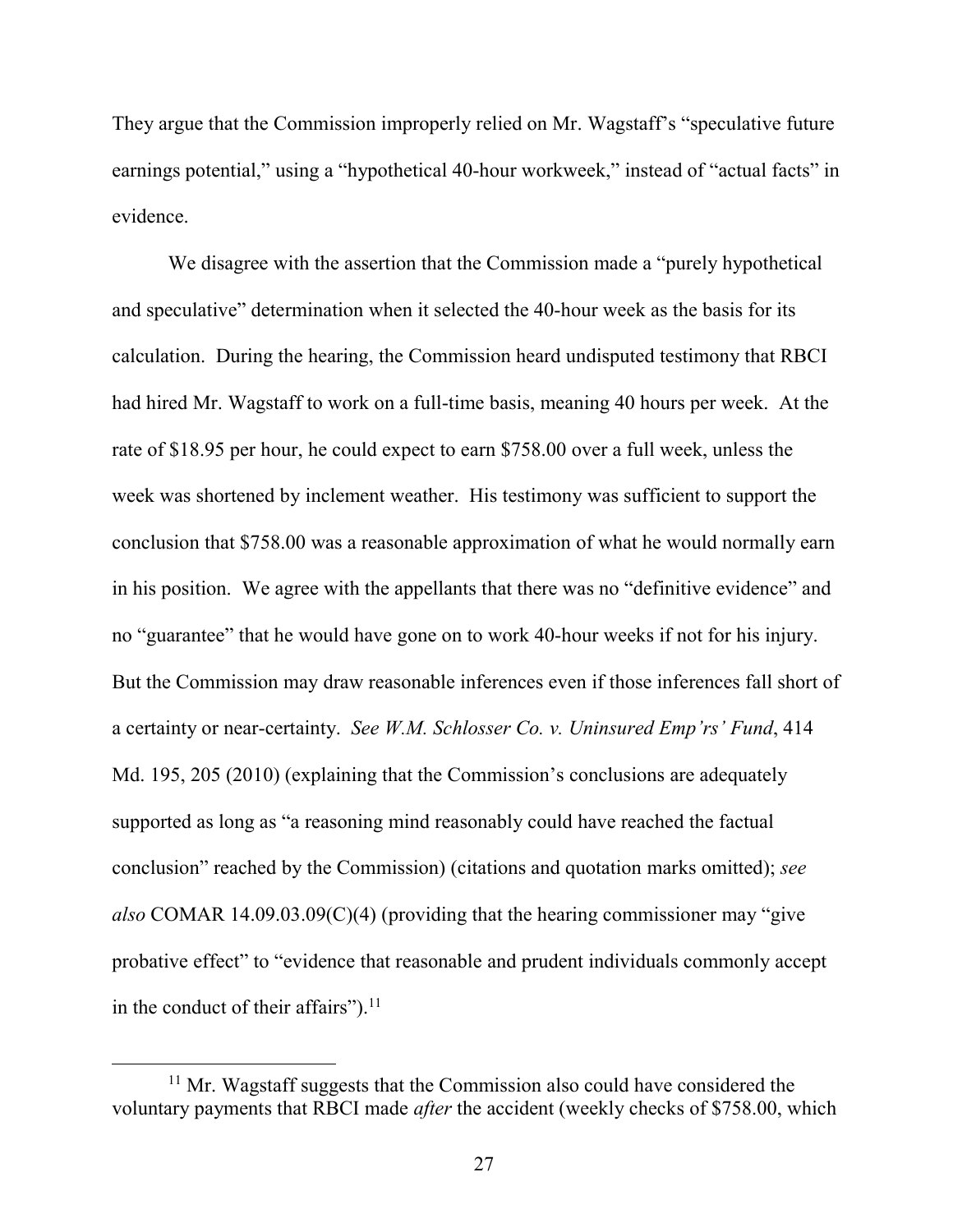They argue that the Commission improperly relied on Mr. Wagstaff's "speculative future earnings potential," using a "hypothetical 40-hour workweek," instead of "actual facts" in evidence.

We disagree with the assertion that the Commission made a "purely hypothetical and speculative" determination when it selected the 40-hour week as the basis for its calculation. During the hearing, the Commission heard undisputed testimony that RBCI had hired Mr. Wagstaff to work on a full-time basis, meaning 40 hours per week. At the rate of $18.95 per hour, he could expect to earn $758.00 over a full week, unless the week was shortened by inclement weather. His testimony was sufficient to support the conclusion that $758.00 was a reasonable approximation of what he would normally earn in his position. We agree with the appellants that there was no "definitive evidence" and no "guarantee" that he would have gone on to work 40-hour weeks if not for his injury. But the Commission may draw reasonable inferences even if those inferences fall short of a certainty or near-certainty. *See W.M. Schlosser Co. v. Uninsured Emp'rs' Fund*, 414 Md. 195, 205 (2010) (explaining that the Commission's conclusions are adequately supported as long as "a reasoning mind reasonably could have reached the factual conclusion" reached by the Commission) (citations and quotation marks omitted); *see also* COMAR 14.09.03.09(C)(4) (providing that the hearing commissioner may "give probative effect" to "evidence that reasonable and prudent individuals commonly accept in the conduct of their affairs").[11]

[11] Mr. Wagstaff suggests that the Commission also could have considered the voluntary payments that RBCI made *after* the accident (weekly checks of $758.00, which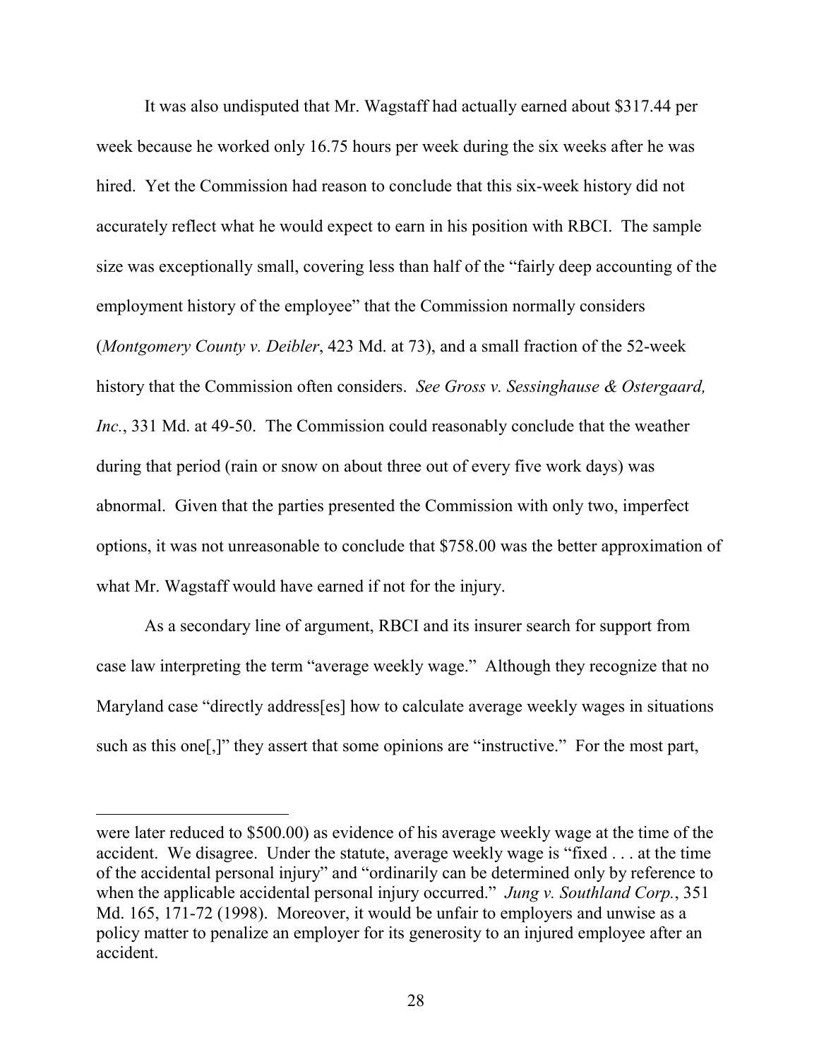It was also undisputed that Mr. Wagstaff had actually earned about $317.44 per week because he worked only 16.75 hours per week during the six weeks after he was hired. Yet the Commission had reason to conclude that this six-week history did not accurately reflect what he would expect to earn in his position with RBCI. The sample size was exceptionally small, covering less than half of the "fairly deep accounting of the employment history of the employee" that the Commission normally considers (*Montgomery County v. Deibler*, 423 Md. at 73), and a small fraction of the 52-week history that the Commission often considers. *See Gross v. Sessinghause & Ostergaard, Inc.*, 331 Md. at 49-50. The Commission could reasonably conclude that the weather during that period (rain or snow on about three out of every five work days) was abnormal. Given that the parties presented the Commission with only two, imperfect options, it was not unreasonable to conclude that $758.00 was the better approximation of what Mr. Wagstaff would have earned if not for the injury.

As a secondary line of argument, RBCI and its insurer search for support from case law interpreting the term "average weekly wage." Although they recognize that no Maryland case "directly address[es] how to calculate average weekly wages in situations such as this one[,]" they assert that some opinions are "instructive." For the most part,

---

were later reduced to $500.00) as evidence of his average weekly wage at the time of the accident. We disagree. Under the statute, average weekly wage is "fixed . . . at the time of the accidental personal injury" and "ordinarily can be determined only by reference to when the applicable accidental personal injury occurred." *Jung v. Southland Corp.*, 351 Md. 165, 171-72 (1998). Moreover, it would be unfair to employers and unwise as a policy matter to penalize an employer for its generosity to an injured employee after an accident.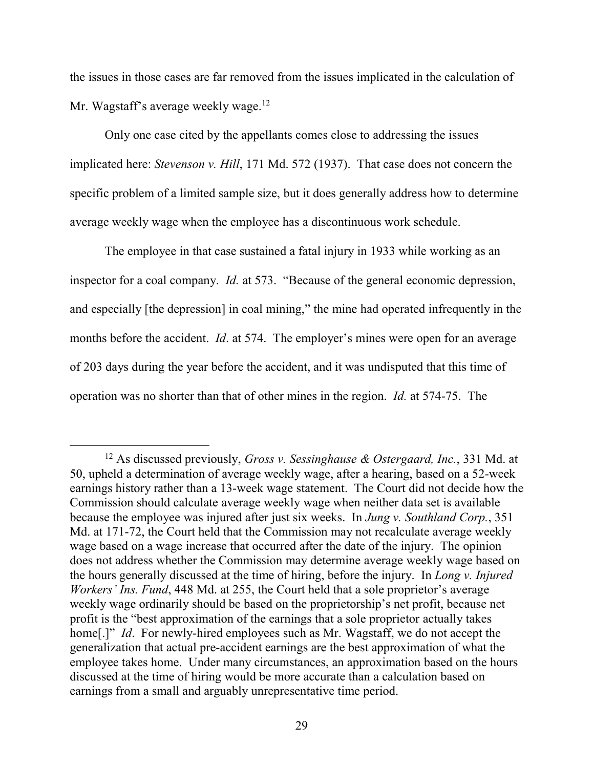the issues in those cases are far removed from the issues implicated in the calculation of Mr. Wagstaff's average weekly wage.[12]

Only one case cited by the appellants comes close to addressing the issues implicated here: *Stevenson v. Hill*, 171 Md. 572 (1937). That case does not concern the specific problem of a limited sample size, but it does generally address how to determine average weekly wage when the employee has a discontinuous work schedule.

The employee in that case sustained a fatal injury in 1933 while working as an inspector for a coal company. *Id.* at 573. "Because of the general economic depression, and especially [the depression] in coal mining," the mine had operated infrequently in the months before the accident. *Id*. at 574. The employer's mines were open for an average of 203 days during the year before the accident, and it was undisputed that this time of operation was no shorter than that of other mines in the region. *Id.* at 574-75. The

---

[12] As discussed previously, *Gross v. Sessinghause & Ostergaard, Inc.*, 331 Md. at 50, upheld a determination of average weekly wage, after a hearing, based on a 52-week earnings history rather than a 13-week wage statement. The Court did not decide how the Commission should calculate average weekly wage when neither data set is available because the employee was injured after just six weeks. In *Jung v. Southland Corp.*, 351 Md. at 171-72, the Court held that the Commission may not recalculate average weekly wage based on a wage increase that occurred after the date of the injury. The opinion does not address whether the Commission may determine average weekly wage based on the hours generally discussed at the time of hiring, before the injury. In *Long v. Injured Workers' Ins. Fund*, 448 Md. at 255, the Court held that a sole proprietor's average weekly wage ordinarily should be based on the proprietorship's net profit, because net profit is the "best approximation of the earnings that a sole proprietor actually takes home[.]" *Id*. For newly-hired employees such as Mr. Wagstaff, we do not accept the generalization that actual pre-accident earnings are the best approximation of what the employee takes home. Under many circumstances, an approximation based on the hours discussed at the time of hiring would be more accurate than a calculation based on earnings from a small and arguably unrepresentative time period.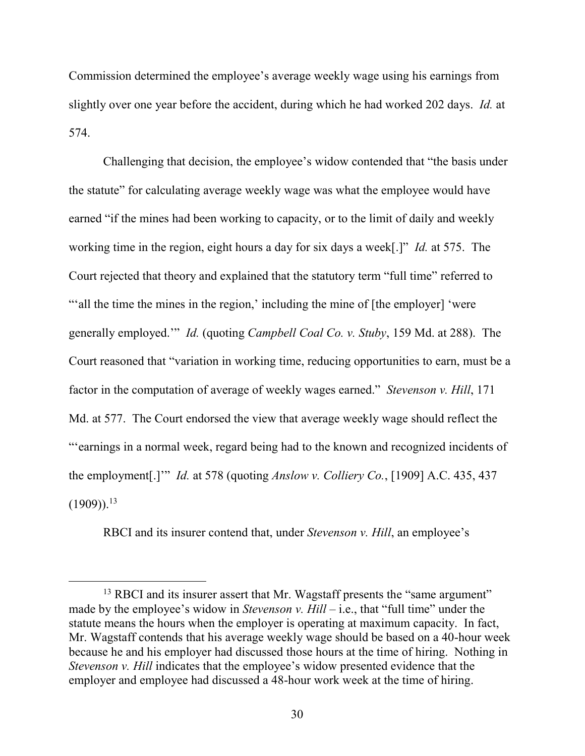Commission determined the employee's average weekly wage using his earnings from slightly over one year before the accident, during which he had worked 202 days. *Id.* at 574.

Challenging that decision, the employee's widow contended that "the basis under the statute" for calculating average weekly wage was what the employee would have earned "if the mines had been working to capacity, or to the limit of daily and weekly working time in the region, eight hours a day for six days a week[.]" *Id.* at 575. The Court rejected that theory and explained that the statutory term "full time" referred to "'all the time the mines in the region,' including the mine of [the employer] 'were generally employed.'" *Id.* (quoting *Campbell Coal Co. v. Stuby*, 159 Md. at 288). The Court reasoned that "variation in working time, reducing opportunities to earn, must be a factor in the computation of average of weekly wages earned." *Stevenson v. Hill*, 171 Md. at 577. The Court endorsed the view that average weekly wage should reflect the "'earnings in a normal week, regard being had to the known and recognized incidents of the employment[.]'" *Id.* at 578 (quoting *Anslow v. Colliery Co.*, [1909] A.C. 435, 437 (1909)).[13]

RBCI and its insurer contend that, under *Stevenson v. Hill*, an employee's

---

[13] RBCI and its insurer assert that Mr. Wagstaff presents the "same argument" made by the employee's widow in *Stevenson v. Hill* – i.e., that "full time" under the statute means the hours when the employer is operating at maximum capacity. In fact, Mr. Wagstaff contends that his average weekly wage should be based on a 40-hour week because he and his employer had discussed those hours at the time of hiring. Nothing in *Stevenson v. Hill* indicates that the employee's widow presented evidence that the employer and employee had discussed a 48-hour work week at the time of hiring.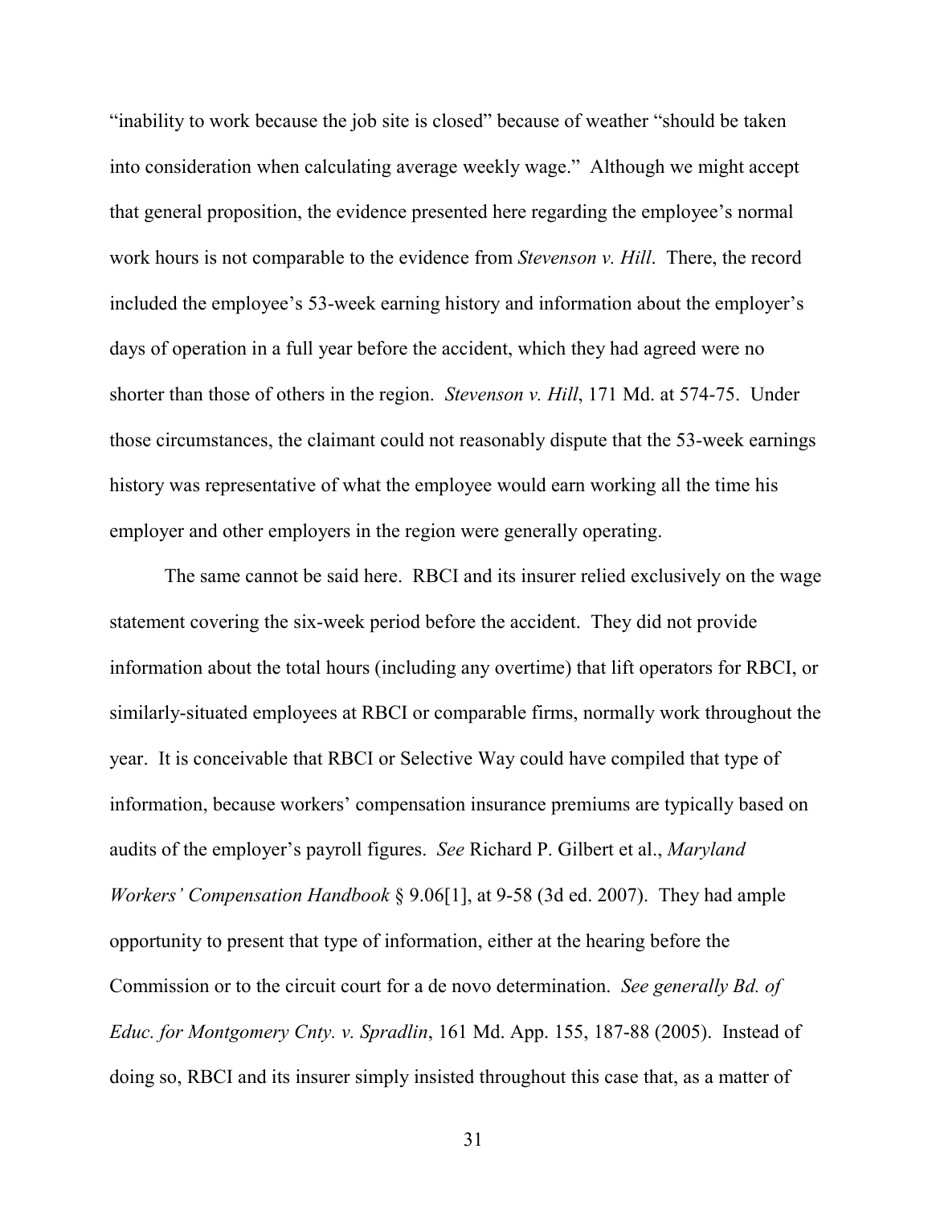"inability to work because the job site is closed" because of weather "should be taken into consideration when calculating average weekly wage." Although we might accept that general proposition, the evidence presented here regarding the employee's normal work hours is not comparable to the evidence from *Stevenson v. Hill*. There, the record included the employee's 53-week earning history and information about the employer's days of operation in a full year before the accident, which they had agreed were no shorter than those of others in the region. *Stevenson v. Hill*, 171 Md. at 574-75. Under those circumstances, the claimant could not reasonably dispute that the 53-week earnings history was representative of what the employee would earn working all the time his employer and other employers in the region were generally operating.

The same cannot be said here. RBCI and its insurer relied exclusively on the wage statement covering the six-week period before the accident. They did not provide information about the total hours (including any overtime) that lift operators for RBCI, or similarly-situated employees at RBCI or comparable firms, normally work throughout the year. It is conceivable that RBCI or Selective Way could have compiled that type of information, because workers' compensation insurance premiums are typically based on audits of the employer's payroll figures. *See* Richard P. Gilbert et al., *Maryland Workers' Compensation Handbook* § 9.06[1], at 9-58 (3d ed. 2007). They had ample opportunity to present that type of information, either at the hearing before the Commission or to the circuit court for a de novo determination. *See generally Bd. of Educ. for Montgomery Cnty. v. Spradlin*, 161 Md. App. 155, 187-88 (2005). Instead of doing so, RBCI and its insurer simply insisted throughout this case that, as a matter of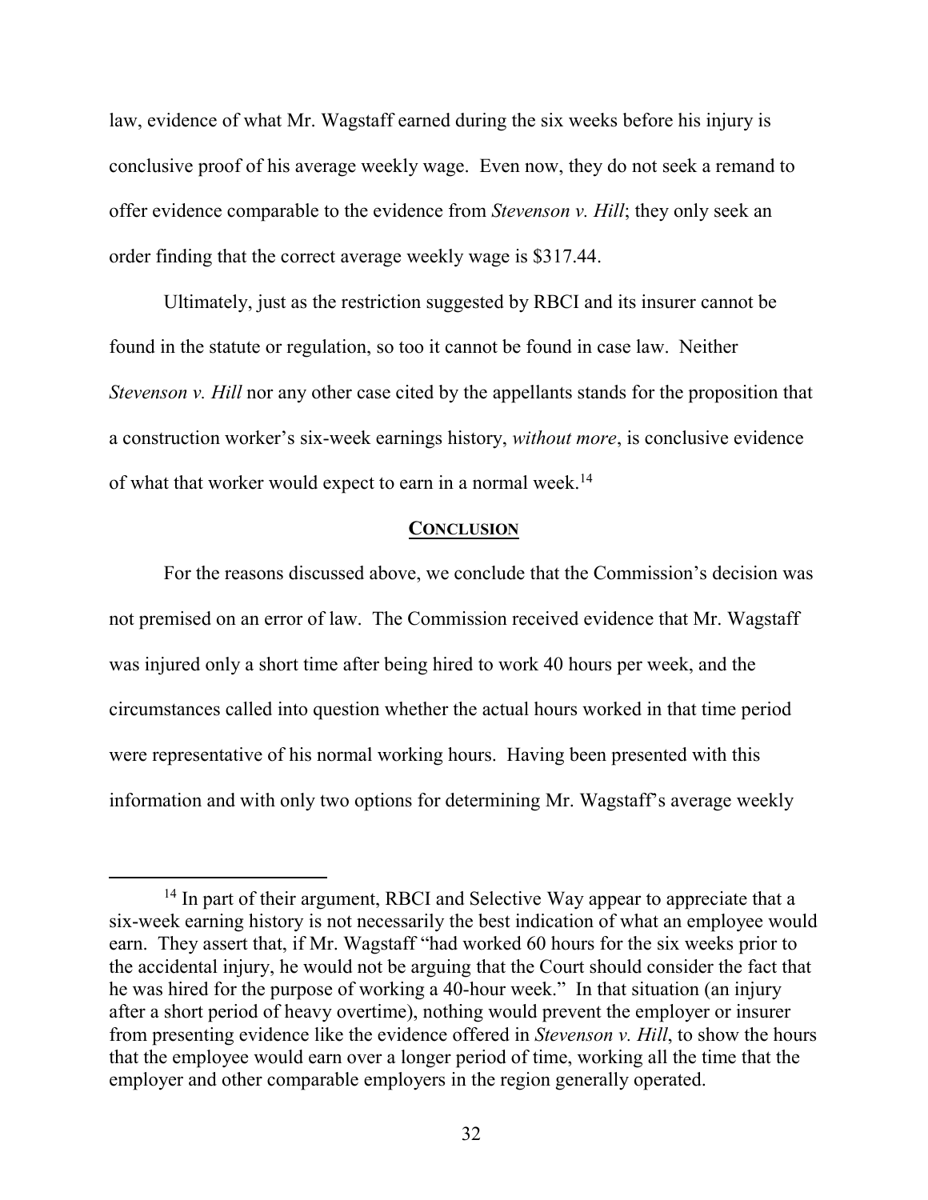law, evidence of what Mr. Wagstaff earned during the six weeks before his injury is conclusive proof of his average weekly wage. Even now, they do not seek a remand to offer evidence comparable to the evidence from *Stevenson v. Hill*; they only seek an order finding that the correct average weekly wage is $317.44.

Ultimately, just as the restriction suggested by RBCI and its insurer cannot be found in the statute or regulation, so too it cannot be found in case law. Neither *Stevenson v. Hill* nor any other case cited by the appellants stands for the proposition that a construction worker's six-week earnings history, *without more*, is conclusive evidence of what that worker would expect to earn in a normal week.[14]

## CONCLUSION

For the reasons discussed above, we conclude that the Commission's decision was not premised on an error of law. The Commission received evidence that Mr. Wagstaff was injured only a short time after being hired to work 40 hours per week, and the circumstances called into question whether the actual hours worked in that time period were representative of his normal working hours. Having been presented with this information and with only two options for determining Mr. Wagstaff's average weekly

---

[14] In part of their argument, RBCI and Selective Way appear to appreciate that a six-week earning history is not necessarily the best indication of what an employee would earn. They assert that, if Mr. Wagstaff "had worked 60 hours for the six weeks prior to the accidental injury, he would not be arguing that the Court should consider the fact that he was hired for the purpose of working a 40-hour week." In that situation (an injury after a short period of heavy overtime), nothing would prevent the employer or insurer from presenting evidence like the evidence offered in *Stevenson v. Hill*, to show the hours that the employee would earn over a longer period of time, working all the time that the employer and other comparable employers in the region generally operated.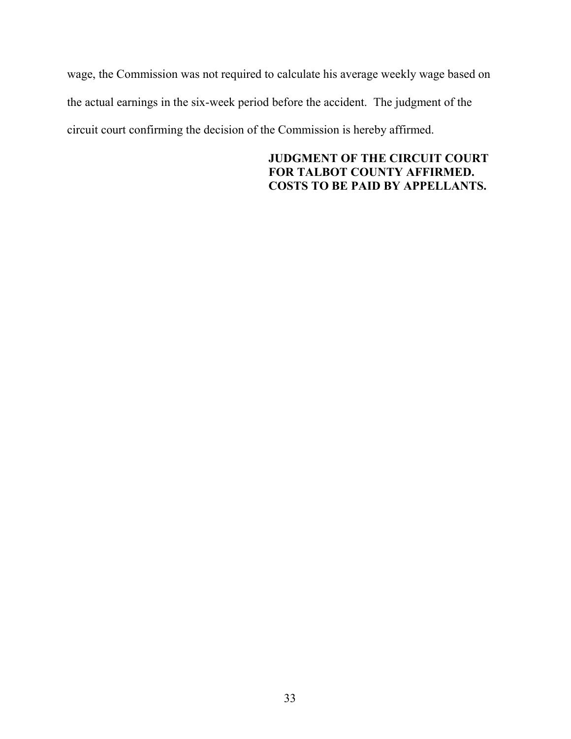wage, the Commission was not required to calculate his average weekly wage based on the actual earnings in the six-week period before the accident. The judgment of the circuit court confirming the decision of the Commission is hereby affirmed.

**JUDGMENT OF THE CIRCUIT COURT FOR TALBOT COUNTY AFFIRMED. COSTS TO BE PAID BY APPELLANTS.**